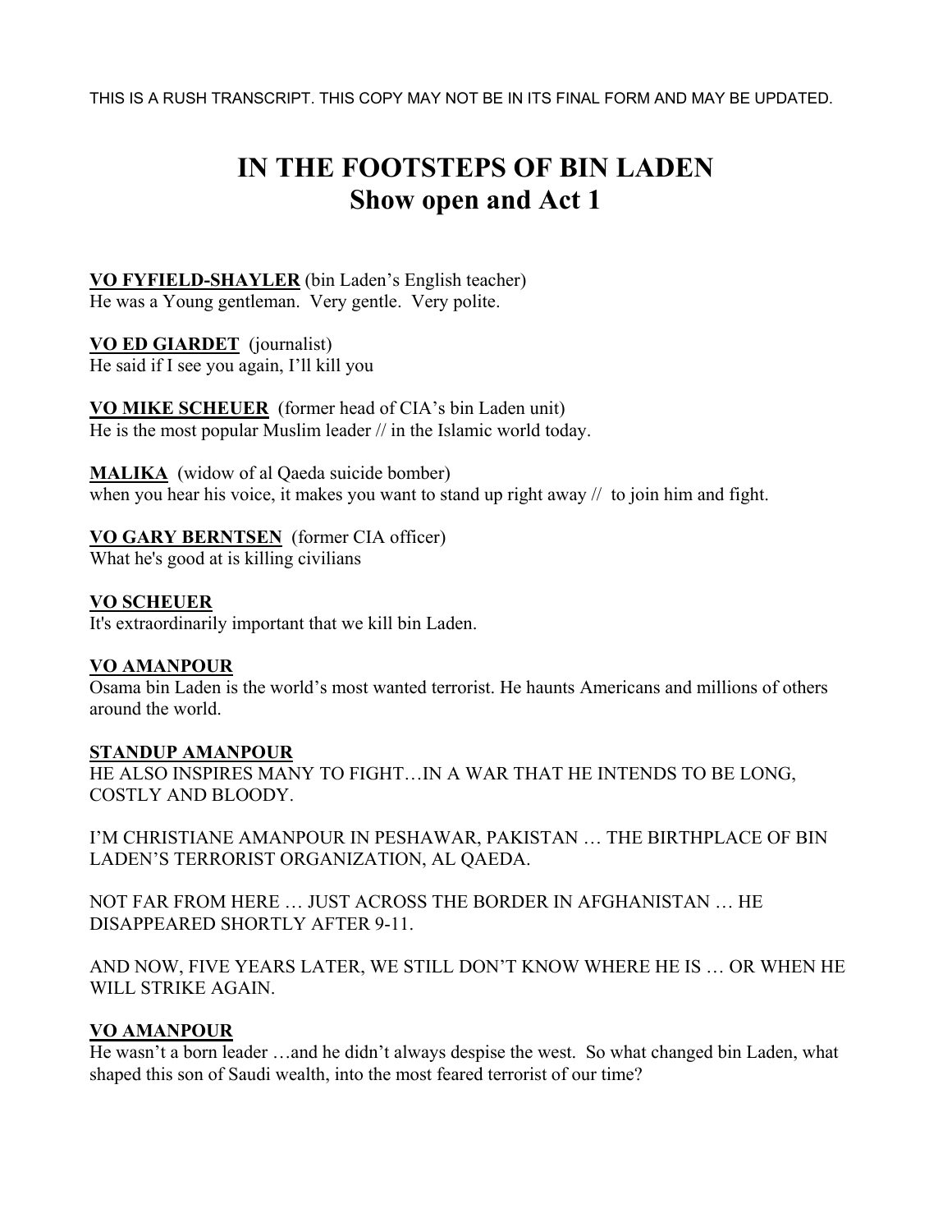THIS IS A RUSH TRANSCRIPT. THIS COPY MAY NOT BE IN ITS FINAL FORM AND MAY BE UPDATED.

# IN THE FOOTSTEPS OF BIN LADEN
## Show open and Act 1

**VO FYFIELD-SHAYLER** (bin Laden's English teacher)
He was a Young gentleman. Very gentle. Very polite.

**VO ED GIARDET** (journalist)
He said if I see you again, I'll kill you

**VO MIKE SCHEUER** (former head of CIA's bin Laden unit)
He is the most popular Muslim leader // in the Islamic world today.

**MALIKA** (widow of al Qaeda suicide bomber)
when you hear his voice, it makes you want to stand up right away // to join him and fight.

**VO GARY BERNTSEN** (former CIA officer)
What he's good at is killing civilians

**VO SCHEUER**
It's extraordinarily important that we kill bin Laden.

**VO AMANPOUR**
Osama bin Laden is the world's most wanted terrorist. He haunts Americans and millions of others around the world.

**STANDUP AMANPOUR**
HE ALSO INSPIRES MANY TO FIGHT…IN A WAR THAT HE INTENDS TO BE LONG, COSTLY AND BLOODY.

I'M CHRISTIANE AMANPOUR IN PESHAWAR, PAKISTAN … THE BIRTHPLACE OF BIN LADEN'S TERRORIST ORGANIZATION, AL QAEDA.

NOT FAR FROM HERE … JUST ACROSS THE BORDER IN AFGHANISTAN … HE DISAPPEARED SHORTLY AFTER 9-11.

AND NOW, FIVE YEARS LATER, WE STILL DON'T KNOW WHERE HE IS … OR WHEN HE WILL STRIKE AGAIN.

**VO AMANPOUR**
He wasn't a born leader …and he didn't always despise the west. So what changed bin Laden, what shaped this son of Saudi wealth, into the most feared terrorist of our time?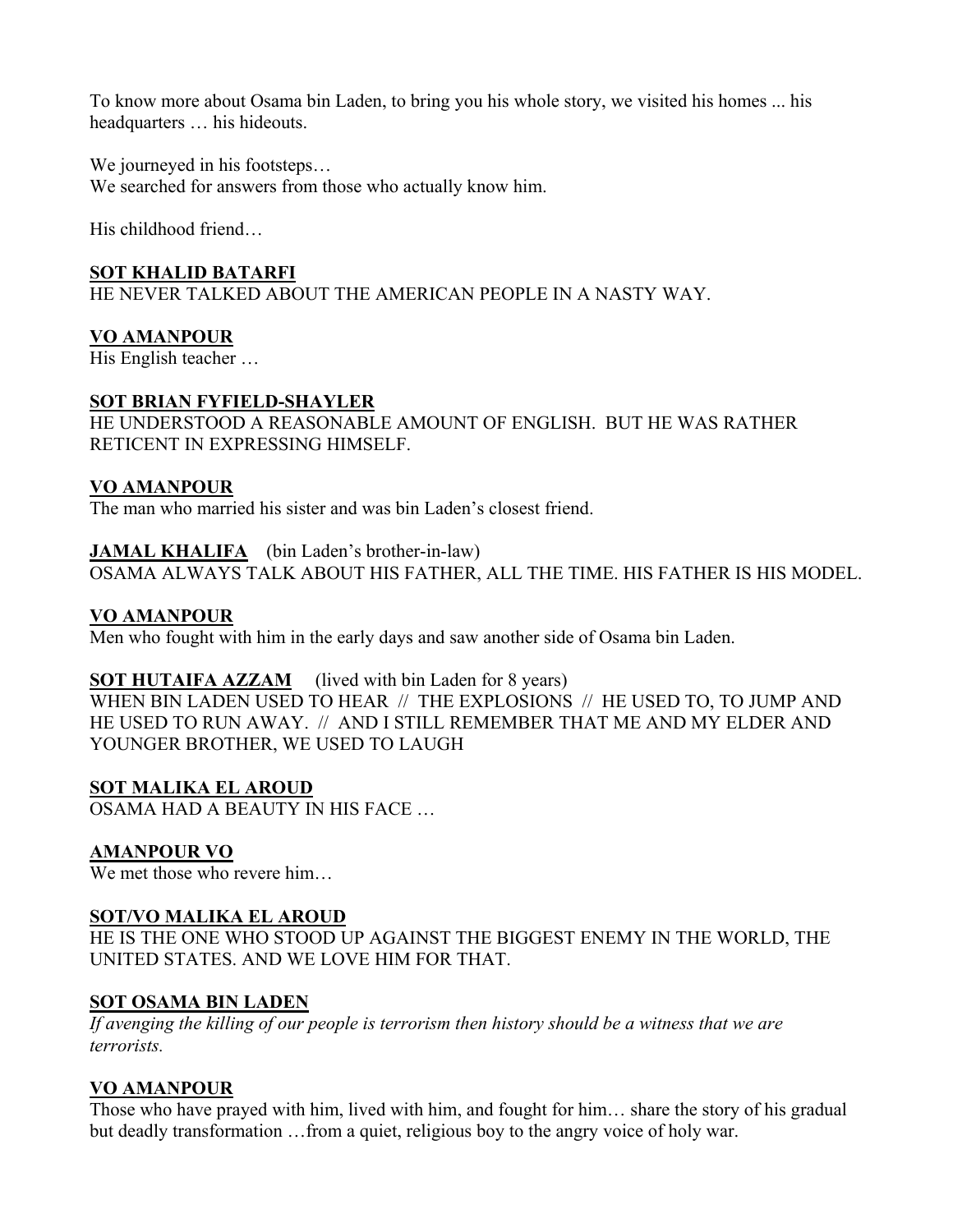To know more about Osama bin Laden, to bring you his whole story, we visited his homes ... his headquarters … his hideouts.

We journeyed in his footsteps…
We searched for answers from those who actually know him.

His childhood friend…

**SOT KHALID BATARFI**
HE NEVER TALKED ABOUT THE AMERICAN PEOPLE IN A NASTY WAY.

**VO AMANPOUR**
His English teacher …

**SOT BRIAN FYFIELD-SHAYLER**
HE UNDERSTOOD A REASONABLE AMOUNT OF ENGLISH. BUT HE WAS RATHER RETICENT IN EXPRESSING HIMSELF.

**VO AMANPOUR**
The man who married his sister and was bin Laden's closest friend.

**JAMAL KHALIFA** (bin Laden's brother-in-law)
OSAMA ALWAYS TALK ABOUT HIS FATHER, ALL THE TIME. HIS FATHER IS HIS MODEL.

**VO AMANPOUR**
Men who fought with him in the early days and saw another side of Osama bin Laden.

**SOT HUTAIFA AZZAM** (lived with bin Laden for 8 years)
WHEN BIN LADEN USED TO HEAR // THE EXPLOSIONS // HE USED TO, TO JUMP AND HE USED TO RUN AWAY. // AND I STILL REMEMBER THAT ME AND MY ELDER AND YOUNGER BROTHER, WE USED TO LAUGH

**SOT MALIKA EL AROUD**
OSAMA HAD A BEAUTY IN HIS FACE …

**AMANPOUR VO**
We met those who revere him…

**SOT/VO MALIKA EL AROUD**
HE IS THE ONE WHO STOOD UP AGAINST THE BIGGEST ENEMY IN THE WORLD, THE UNITED STATES. AND WE LOVE HIM FOR THAT.

**SOT OSAMA BIN LADEN**
*If avenging the killing of our people is terrorism then history should be a witness that we are terrorists.*

**VO AMANPOUR**
Those who have prayed with him, lived with him, and fought for him… share the story of his gradual but deadly transformation …from a quiet, religious boy to the angry voice of holy war.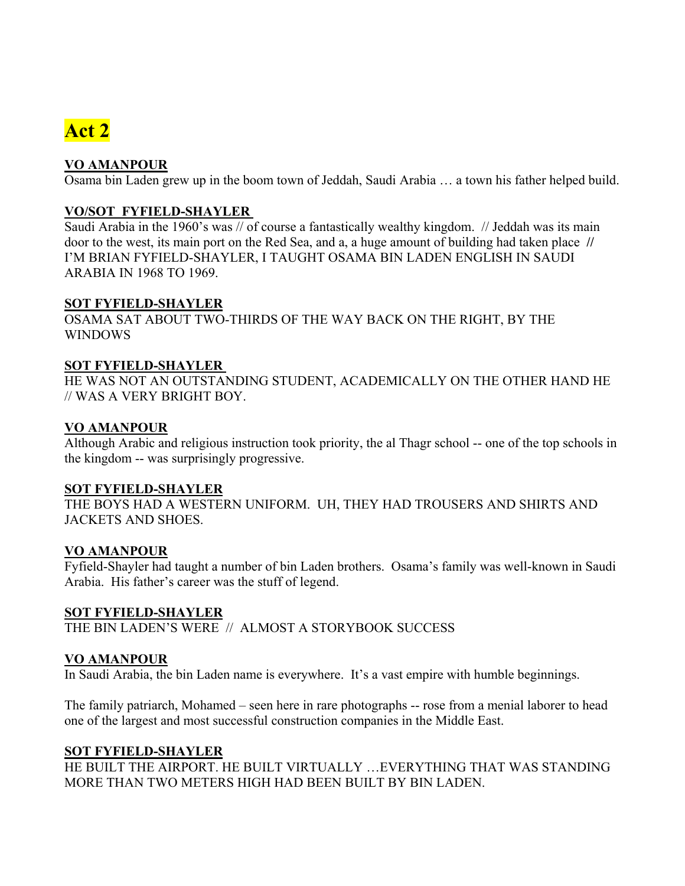# Act 2

**VO AMANPOUR**

Osama bin Laden grew up in the boom town of Jeddah, Saudi Arabia … a town his father helped build.

**VO/SOT FYFIELD-SHAYLER**

Saudi Arabia in the 1960's was // of course a fantastically wealthy kingdom. // Jeddah was its main door to the west, its main port on the Red Sea, and a, a huge amount of building had taken place // I'M BRIAN FYFIELD-SHAYLER, I TAUGHT OSAMA BIN LADEN ENGLISH IN SAUDI ARABIA IN 1968 TO 1969.

**SOT FYFIELD-SHAYLER**

OSAMA SAT ABOUT TWO-THIRDS OF THE WAY BACK ON THE RIGHT, BY THE WINDOWS

**SOT FYFIELD-SHAYLER**

HE WAS NOT AN OUTSTANDING STUDENT, ACADEMICALLY ON THE OTHER HAND HE // WAS A VERY BRIGHT BOY.

**VO AMANPOUR**

Although Arabic and religious instruction took priority, the al Thagr school -- one of the top schools in the kingdom -- was surprisingly progressive.

**SOT FYFIELD-SHAYLER**

THE BOYS HAD A WESTERN UNIFORM. UH, THEY HAD TROUSERS AND SHIRTS AND JACKETS AND SHOES.

**VO AMANPOUR**

Fyfield-Shayler had taught a number of bin Laden brothers. Osama's family was well-known in Saudi Arabia. His father's career was the stuff of legend.

**SOT FYFIELD-SHAYLER**

THE BIN LADEN'S WERE // ALMOST A STORYBOOK SUCCESS

**VO AMANPOUR**

In Saudi Arabia, the bin Laden name is everywhere. It's a vast empire with humble beginnings.

The family patriarch, Mohamed – seen here in rare photographs -- rose from a menial laborer to head one of the largest and most successful construction companies in the Middle East.

**SOT FYFIELD-SHAYLER**

HE BUILT THE AIRPORT. HE BUILT VIRTUALLY …EVERYTHING THAT WAS STANDING MORE THAN TWO METERS HIGH HAD BEEN BUILT BY BIN LADEN.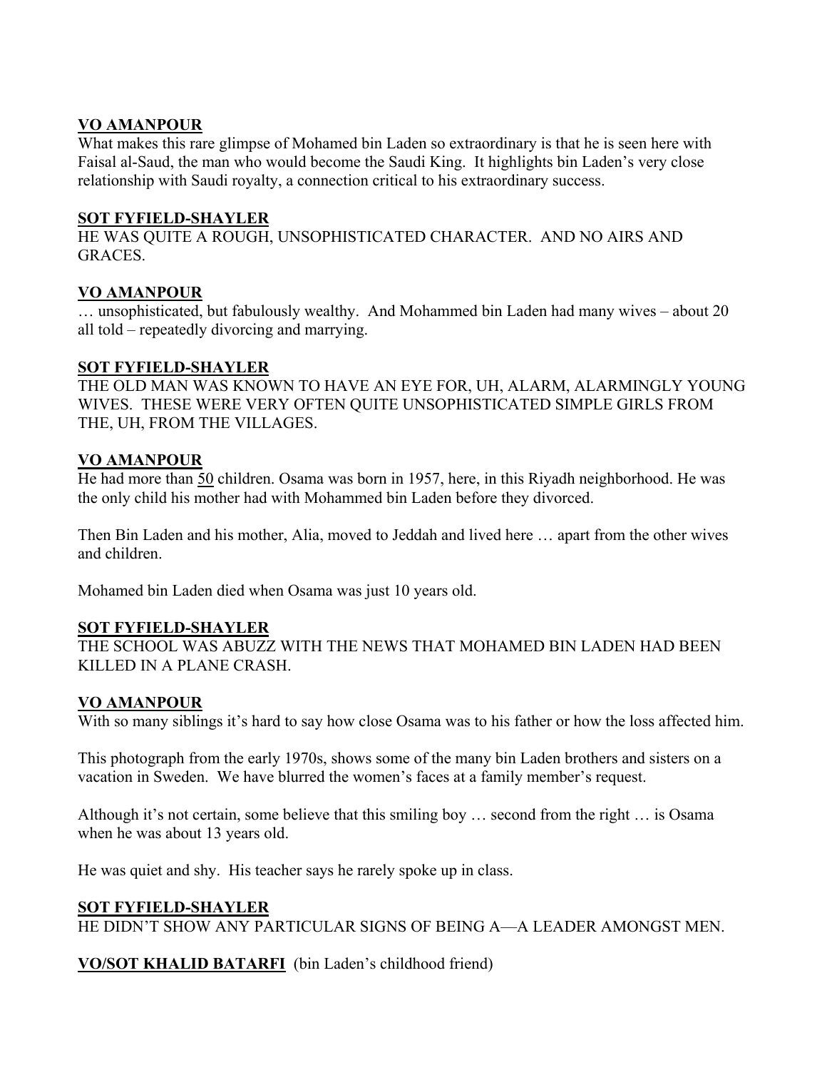**VO AMANPOUR**

What makes this rare glimpse of Mohamed bin Laden so extraordinary is that he is seen here with Faisal al-Saud, the man who would become the Saudi King. It highlights bin Laden's very close relationship with Saudi royalty, a connection critical to his extraordinary success.

**SOT FYFIELD-SHAYLER**

HE WAS QUITE A ROUGH, UNSOPHISTICATED CHARACTER. AND NO AIRS AND GRACES.

**VO AMANPOUR**

… unsophisticated, but fabulously wealthy. And Mohammed bin Laden had many wives – about 20 all told – repeatedly divorcing and marrying.

**SOT FYFIELD-SHAYLER**

THE OLD MAN WAS KNOWN TO HAVE AN EYE FOR, UH, ALARM, ALARMINGLY YOUNG WIVES. THESE WERE VERY OFTEN QUITE UNSOPHISTICATED SIMPLE GIRLS FROM THE, UH, FROM THE VILLAGES.

**VO AMANPOUR**

He had more than 50 children. Osama was born in 1957, here, in this Riyadh neighborhood. He was the only child his mother had with Mohammed bin Laden before they divorced.

Then Bin Laden and his mother, Alia, moved to Jeddah and lived here … apart from the other wives and children.

Mohamed bin Laden died when Osama was just 10 years old.

**SOT FYFIELD-SHAYLER**

THE SCHOOL WAS ABUZZ WITH THE NEWS THAT MOHAMED BIN LADEN HAD BEEN KILLED IN A PLANE CRASH.

**VO AMANPOUR**

With so many siblings it's hard to say how close Osama was to his father or how the loss affected him.

This photograph from the early 1970s, shows some of the many bin Laden brothers and sisters on a vacation in Sweden. We have blurred the women's faces at a family member's request.

Although it's not certain, some believe that this smiling boy … second from the right … is Osama when he was about 13 years old.

He was quiet and shy. His teacher says he rarely spoke up in class.

**SOT FYFIELD-SHAYLER**

HE DIDN'T SHOW ANY PARTICULAR SIGNS OF BEING A—A LEADER AMONGST MEN.

**VO/SOT KHALID BATARFI** (bin Laden's childhood friend)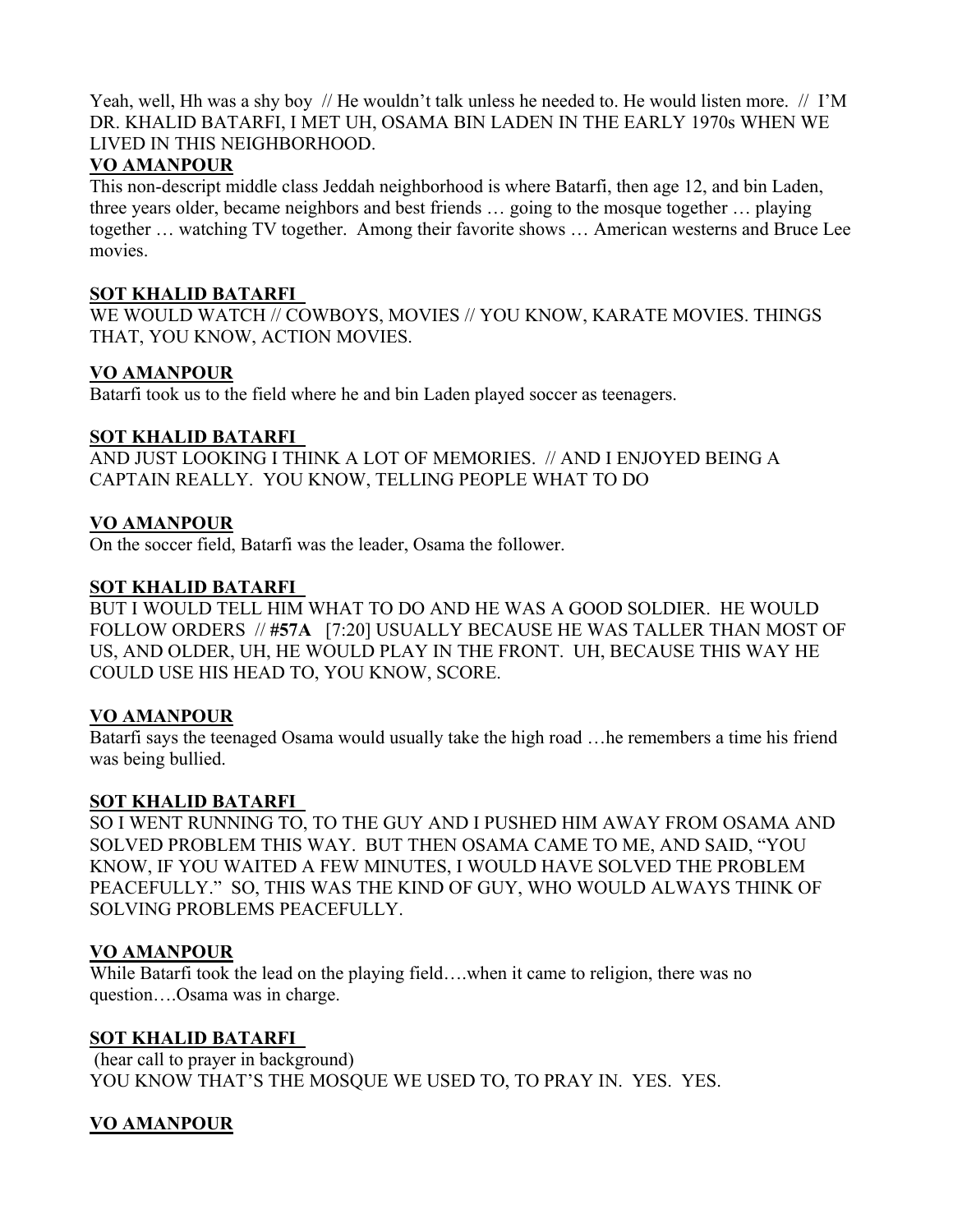Yeah, well, Hh was a shy boy // He wouldn't talk unless he needed to. He would listen more. // I'M DR. KHALID BATARFI, I MET UH, OSAMA BIN LADEN IN THE EARLY 1970s WHEN WE LIVED IN THIS NEIGHBORHOOD.

**VO AMANPOUR**

This non-descript middle class Jeddah neighborhood is where Batarfi, then age 12, and bin Laden, three years older, became neighbors and best friends … going to the mosque together … playing together … watching TV together. Among their favorite shows … American westerns and Bruce Lee movies.

**SOT KHALID BATARFI**

WE WOULD WATCH // COWBOYS, MOVIES // YOU KNOW, KARATE MOVIES. THINGS THAT, YOU KNOW, ACTION MOVIES.

**VO AMANPOUR**

Batarfi took us to the field where he and bin Laden played soccer as teenagers.

**SOT KHALID BATARFI**

AND JUST LOOKING I THINK A LOT OF MEMORIES. // AND I ENJOYED BEING A CAPTAIN REALLY. YOU KNOW, TELLING PEOPLE WHAT TO DO

**VO AMANPOUR**

On the soccer field, Batarfi was the leader, Osama the follower.

**SOT KHALID BATARFI**

BUT I WOULD TELL HIM WHAT TO DO AND HE WAS A GOOD SOLDIER. HE WOULD FOLLOW ORDERS // **#57A** [7:20] USUALLY BECAUSE HE WAS TALLER THAN MOST OF US, AND OLDER, UH, HE WOULD PLAY IN THE FRONT. UH, BECAUSE THIS WAY HE COULD USE HIS HEAD TO, YOU KNOW, SCORE.

**VO AMANPOUR**

Batarfi says the teenaged Osama would usually take the high road …he remembers a time his friend was being bullied.

**SOT KHALID BATARFI**

SO I WENT RUNNING TO, TO THE GUY AND I PUSHED HIM AWAY FROM OSAMA AND SOLVED PROBLEM THIS WAY. BUT THEN OSAMA CAME TO ME, AND SAID, "YOU KNOW, IF YOU WAITED A FEW MINUTES, I WOULD HAVE SOLVED THE PROBLEM PEACEFULLY." SO, THIS WAS THE KIND OF GUY, WHO WOULD ALWAYS THINK OF SOLVING PROBLEMS PEACEFULLY.

**VO AMANPOUR**

While Batarfi took the lead on the playing field….when it came to religion, there was no question….Osama was in charge.

**SOT KHALID BATARFI**

(hear call to prayer in background)
YOU KNOW THAT'S THE MOSQUE WE USED TO, TO PRAY IN. YES. YES.

**VO AMANPOUR**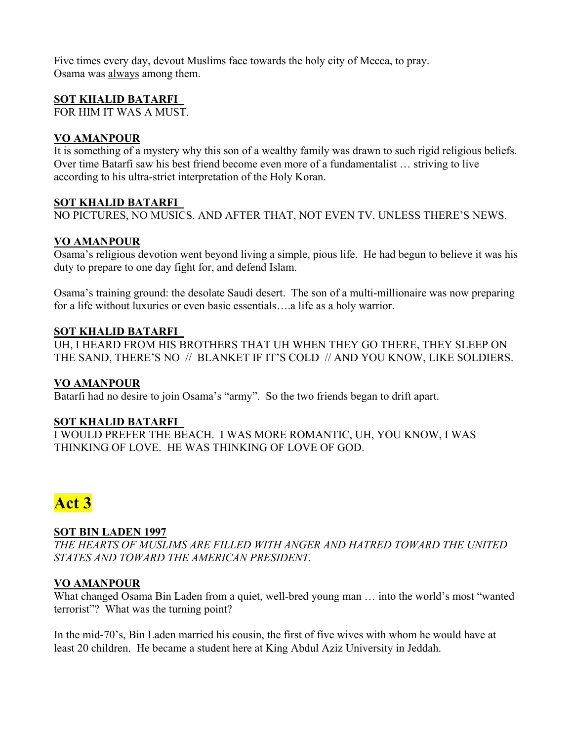Five times every day, devout Muslims face towards the holy city of Mecca, to pray.
Osama was <u>always</u> among them.

**<u>SOT KHALID BATARFI</u>**
FOR HIM IT WAS A MUST.

**<u>VO AMANPOUR</u>**
It is something of a mystery why this son of a wealthy family was drawn to such rigid religious beliefs. Over time Batarfi saw his best friend become even more of a fundamentalist … striving to live according to his ultra-strict interpretation of the Holy Koran.

**<u>SOT KHALID BATARFI</u>**
NO PICTURES, NO MUSICS. AND AFTER THAT, NOT EVEN TV. UNLESS THERE'S NEWS.

**<u>VO AMANPOUR</u>**
Osama's religious devotion went beyond living a simple, pious life. He had begun to believe it was his duty to prepare to one day fight for, and defend Islam.

Osama's training ground: the desolate Saudi desert. The son of a multi-millionaire was now preparing for a life without luxuries or even basic essentials….a life as a holy warrior.

**<u>SOT KHALID BATARFI</u>**
UH, I HEARD FROM HIS BROTHERS THAT UH WHEN THEY GO THERE, THEY SLEEP ON THE SAND, THERE'S NO // BLANKET IF IT'S COLD // AND YOU KNOW, LIKE SOLDIERS.

**<u>VO AMANPOUR</u>**
Batarfi had no desire to join Osama's "army". So the two friends began to drift apart.

**<u>SOT KHALID BATARFI</u>**
I WOULD PREFER THE BEACH. I WAS MORE ROMANTIC, UH, YOU KNOW, I WAS THINKING OF LOVE. HE WAS THINKING OF LOVE OF GOD.

# Act 3

**<u>SOT BIN LADEN 1997</u>**
*THE HEARTS OF MUSLIMS ARE FILLED WITH ANGER AND HATRED TOWARD THE UNITED STATES AND TOWARD THE AMERICAN PRESIDENT.*

**<u>VO AMANPOUR</u>**
What changed Osama Bin Laden from a quiet, well-bred young man … into the world's most "wanted terrorist"? What was the turning point?

In the mid-70's, Bin Laden married his cousin, the first of five wives with whom he would have at least 20 children. He became a student here at King Abdul Aziz University in Jeddah.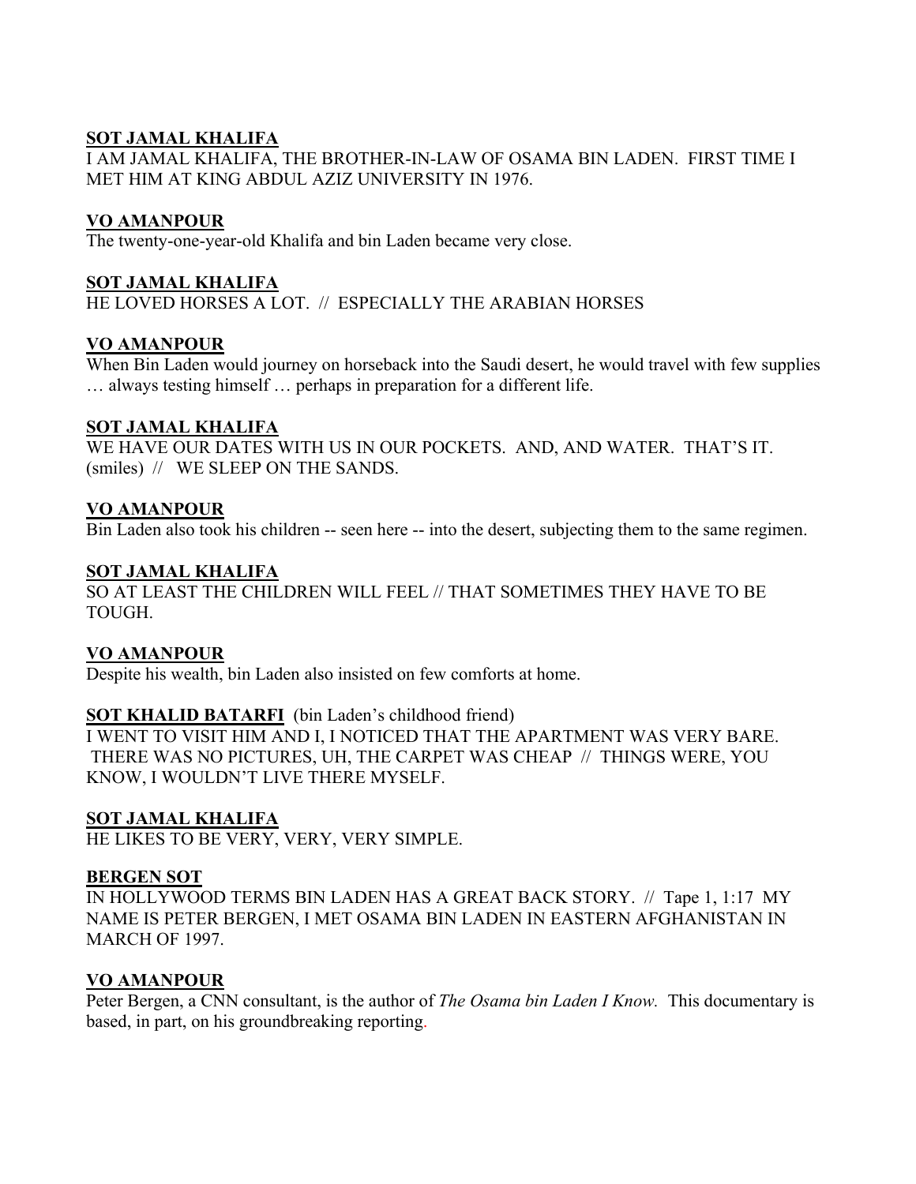**SOT JAMAL KHALIFA**
I AM JAMAL KHALIFA, THE BROTHER-IN-LAW OF OSAMA BIN LADEN. FIRST TIME I MET HIM AT KING ABDUL AZIZ UNIVERSITY IN 1976.

**VO AMANPOUR**
The twenty-one-year-old Khalifa and bin Laden became very close.

**SOT JAMAL KHALIFA**
HE LOVED HORSES A LOT. // ESPECIALLY THE ARABIAN HORSES

**VO AMANPOUR**
When Bin Laden would journey on horseback into the Saudi desert, he would travel with few supplies … always testing himself … perhaps in preparation for a different life.

**SOT JAMAL KHALIFA**
WE HAVE OUR DATES WITH US IN OUR POCKETS. AND, AND WATER. THAT'S IT. (smiles) // WE SLEEP ON THE SANDS.

**VO AMANPOUR**
Bin Laden also took his children -- seen here -- into the desert, subjecting them to the same regimen.

**SOT JAMAL KHALIFA**
SO AT LEAST THE CHILDREN WILL FEEL // THAT SOMETIMES THEY HAVE TO BE TOUGH.

**VO AMANPOUR**
Despite his wealth, bin Laden also insisted on few comforts at home.

**SOT KHALID BATARFI** (bin Laden's childhood friend)
I WENT TO VISIT HIM AND I, I NOTICED THAT THE APARTMENT WAS VERY BARE. THERE WAS NO PICTURES, UH, THE CARPET WAS CHEAP // THINGS WERE, YOU KNOW, I WOULDN'T LIVE THERE MYSELF.

**SOT JAMAL KHALIFA**
HE LIKES TO BE VERY, VERY, VERY SIMPLE.

**BERGEN SOT**
IN HOLLYWOOD TERMS BIN LADEN HAS A GREAT BACK STORY. // Tape 1, 1:17 MY NAME IS PETER BERGEN, I MET OSAMA BIN LADEN IN EASTERN AFGHANISTAN IN MARCH OF 1997.

**VO AMANPOUR**
Peter Bergen, a CNN consultant, is the author of *The Osama bin Laden I Know.* This documentary is based, in part, on his groundbreaking reporting.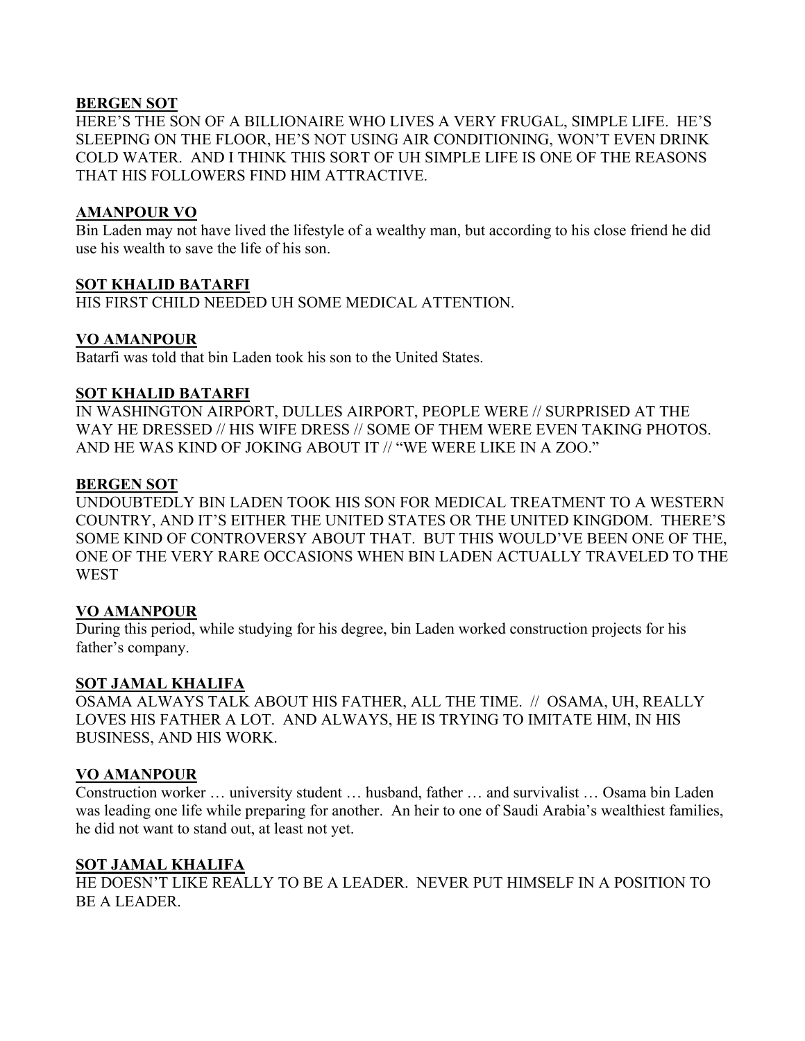**<u>BERGEN SOT</u>**
HERE'S THE SON OF A BILLIONAIRE WHO LIVES A VERY FRUGAL, SIMPLE LIFE. HE'S SLEEPING ON THE FLOOR, HE'S NOT USING AIR CONDITIONING, WON'T EVEN DRINK COLD WATER. AND I THINK THIS SORT OF UH SIMPLE LIFE IS ONE OF THE REASONS THAT HIS FOLLOWERS FIND HIM ATTRACTIVE.

**<u>AMANPOUR VO</u>**
Bin Laden may not have lived the lifestyle of a wealthy man, but according to his close friend he did use his wealth to save the life of his son.

**<u>SOT KHALID BATARFI</u>**
HIS FIRST CHILD NEEDED UH SOME MEDICAL ATTENTION.

**<u>VO AMANPOUR</u>**
Batarfi was told that bin Laden took his son to the United States.

**<u>SOT KHALID BATARFI</u>**
IN WASHINGTON AIRPORT, DULLES AIRPORT, PEOPLE WERE // SURPRISED AT THE WAY HE DRESSED // HIS WIFE DRESS // SOME OF THEM WERE EVEN TAKING PHOTOS. AND HE WAS KIND OF JOKING ABOUT IT // "WE WERE LIKE IN A ZOO."

**<u>BERGEN SOT</u>**
UNDOUBTEDLY BIN LADEN TOOK HIS SON FOR MEDICAL TREATMENT TO A WESTERN COUNTRY, AND IT'S EITHER THE UNITED STATES OR THE UNITED KINGDOM. THERE'S SOME KIND OF CONTROVERSY ABOUT THAT. BUT THIS WOULD'VE BEEN ONE OF THE, ONE OF THE VERY RARE OCCASIONS WHEN BIN LADEN ACTUALLY TRAVELED TO THE WEST

**<u>VO AMANPOUR</u>**
During this period, while studying for his degree, bin Laden worked construction projects for his father's company.

**<u>SOT JAMAL KHALIFA</u>**
OSAMA ALWAYS TALK ABOUT HIS FATHER, ALL THE TIME. // OSAMA, UH, REALLY LOVES HIS FATHER A LOT. AND ALWAYS, HE IS TRYING TO IMITATE HIM, IN HIS BUSINESS, AND HIS WORK.

**<u>VO AMANPOUR</u>**
Construction worker … university student … husband, father … and survivalist … Osama bin Laden was leading one life while preparing for another. An heir to one of Saudi Arabia's wealthiest families, he did not want to stand out, at least not yet.

**<u>SOT JAMAL KHALIFA</u>**
HE DOESN'T LIKE REALLY TO BE A LEADER. NEVER PUT HIMSELF IN A POSITION TO BE A LEADER.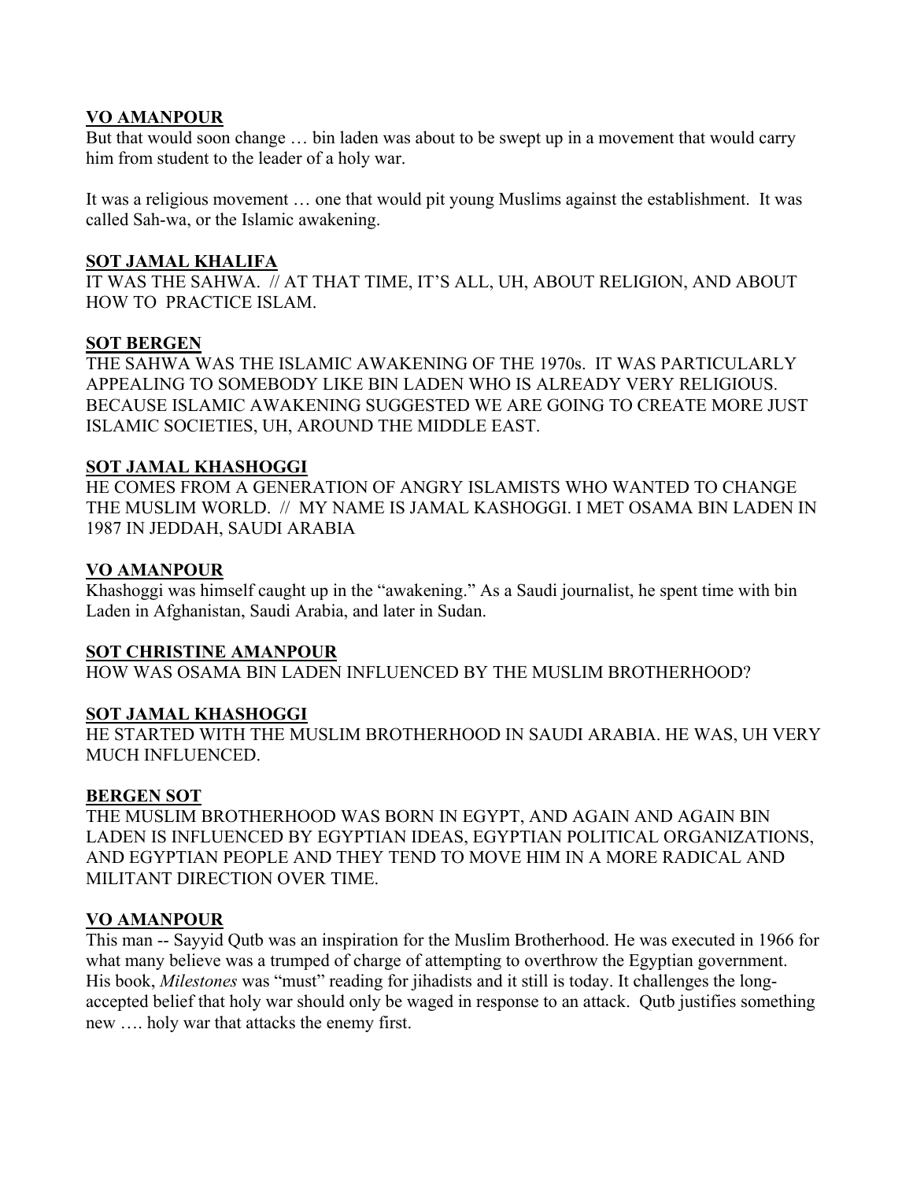**VO AMANPOUR**

But that would soon change … bin laden was about to be swept up in a movement that would carry him from student to the leader of a holy war.

It was a religious movement … one that would pit young Muslims against the establishment. It was called Sah-wa, or the Islamic awakening.

**SOT JAMAL KHALIFA**

IT WAS THE SAHWA. // AT THAT TIME, IT'S ALL, UH, ABOUT RELIGION, AND ABOUT HOW TO PRACTICE ISLAM.

**SOT BERGEN**

THE SAHWA WAS THE ISLAMIC AWAKENING OF THE 1970s. IT WAS PARTICULARLY APPEALING TO SOMEBODY LIKE BIN LADEN WHO IS ALREADY VERY RELIGIOUS. BECAUSE ISLAMIC AWAKENING SUGGESTED WE ARE GOING TO CREATE MORE JUST ISLAMIC SOCIETIES, UH, AROUND THE MIDDLE EAST.

**SOT JAMAL KHASHOGGI**

HE COMES FROM A GENERATION OF ANGRY ISLAMISTS WHO WANTED TO CHANGE THE MUSLIM WORLD. // MY NAME IS JAMAL KASHOGGI. I MET OSAMA BIN LADEN IN 1987 IN JEDDAH, SAUDI ARABIA

**VO AMANPOUR**

Khashoggi was himself caught up in the "awakening." As a Saudi journalist, he spent time with bin Laden in Afghanistan, Saudi Arabia, and later in Sudan.

**SOT CHRISTINE AMANPOUR**

HOW WAS OSAMA BIN LADEN INFLUENCED BY THE MUSLIM BROTHERHOOD?

**SOT JAMAL KHASHOGGI**

HE STARTED WITH THE MUSLIM BROTHERHOOD IN SAUDI ARABIA. HE WAS, UH VERY MUCH INFLUENCED.

**BERGEN SOT**

THE MUSLIM BROTHERHOOD WAS BORN IN EGYPT, AND AGAIN AND AGAIN BIN LADEN IS INFLUENCED BY EGYPTIAN IDEAS, EGYPTIAN POLITICAL ORGANIZATIONS, AND EGYPTIAN PEOPLE AND THEY TEND TO MOVE HIM IN A MORE RADICAL AND MILITANT DIRECTION OVER TIME.

**VO AMANPOUR**

This man -- Sayyid Qutb was an inspiration for the Muslim Brotherhood. He was executed in 1966 for what many believe was a trumped of charge of attempting to overthrow the Egyptian government. His book, *Milestones* was "must" reading for jihadists and it still is today. It challenges the long-accepted belief that holy war should only be waged in response to an attack. Qutb justifies something new …. holy war that attacks the enemy first.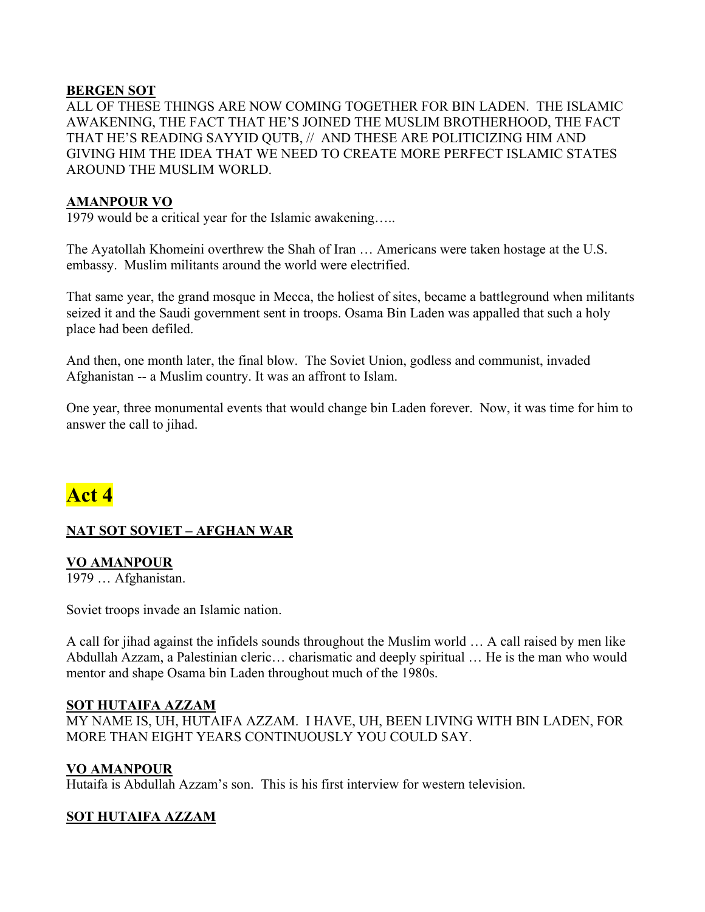**BERGEN SOT**

ALL OF THESE THINGS ARE NOW COMING TOGETHER FOR BIN LADEN. THE ISLAMIC AWAKENING, THE FACT THAT HE'S JOINED THE MUSLIM BROTHERHOOD, THE FACT THAT HE'S READING SAYYID QUTB, // AND THESE ARE POLITICIZING HIM AND GIVING HIM THE IDEA THAT WE NEED TO CREATE MORE PERFECT ISLAMIC STATES AROUND THE MUSLIM WORLD.

**AMANPOUR VO**

1979 would be a critical year for the Islamic awakening…..

The Ayatollah Khomeini overthrew the Shah of Iran … Americans were taken hostage at the U.S. embassy. Muslim militants around the world were electrified.

That same year, the grand mosque in Mecca, the holiest of sites, became a battleground when militants seized it and the Saudi government sent in troops. Osama Bin Laden was appalled that such a holy place had been defiled.

And then, one month later, the final blow. The Soviet Union, godless and communist, invaded Afghanistan -- a Muslim country. It was an affront to Islam.

One year, three monumental events that would change bin Laden forever. Now, it was time for him to answer the call to jihad.

# Act 4

**NAT SOT SOVIET – AFGHAN WAR**

**VO AMANPOUR**

1979 … Afghanistan.

Soviet troops invade an Islamic nation.

A call for jihad against the infidels sounds throughout the Muslim world … A call raised by men like Abdullah Azzam, a Palestinian cleric… charismatic and deeply spiritual … He is the man who would mentor and shape Osama bin Laden throughout much of the 1980s.

**SOT HUTAIFA AZZAM**

MY NAME IS, UH, HUTAIFA AZZAM. I HAVE, UH, BEEN LIVING WITH BIN LADEN, FOR MORE THAN EIGHT YEARS CONTINUOUSLY YOU COULD SAY.

**VO AMANPOUR**

Hutaifa is Abdullah Azzam's son. This is his first interview for western television.

**SOT HUTAIFA AZZAM**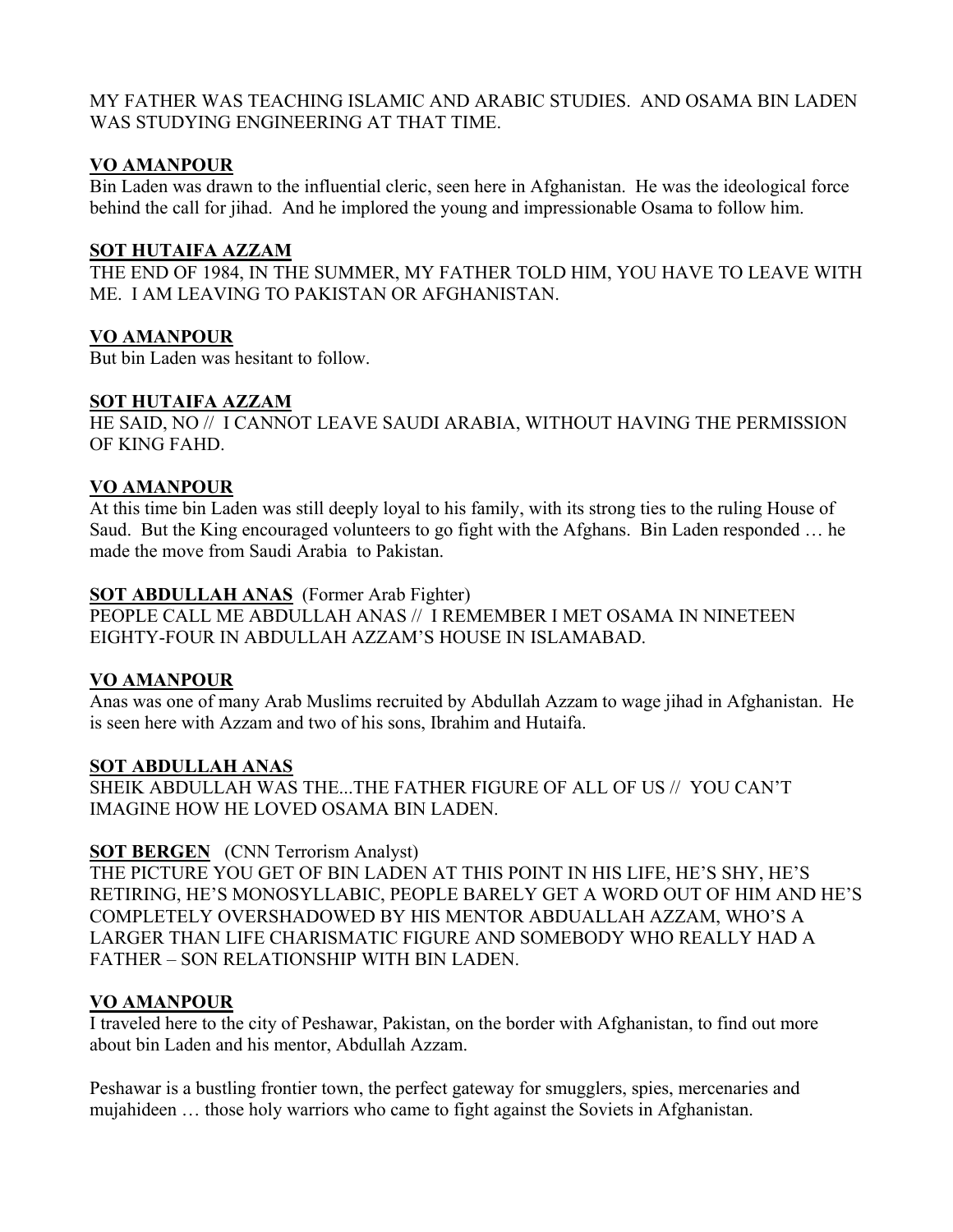MY FATHER WAS TEACHING ISLAMIC AND ARABIC STUDIES.  AND OSAMA BIN LADEN WAS STUDYING ENGINEERING AT THAT TIME.

**VO AMANPOUR**
Bin Laden was drawn to the influential cleric, seen here in Afghanistan.  He was the ideological force behind the call for jihad.  And he implored the young and impressionable Osama to follow him.

**SOT HUTAIFA AZZAM**
THE END OF 1984, IN THE SUMMER, MY FATHER TOLD HIM, YOU HAVE TO LEAVE WITH ME.  I AM LEAVING TO PAKISTAN OR AFGHANISTAN.

**VO AMANPOUR**
But bin Laden was hesitant to follow.

**SOT HUTAIFA AZZAM**
HE SAID, NO //  I CANNOT LEAVE SAUDI ARABIA, WITHOUT HAVING THE PERMISSION OF KING FAHD.

**VO AMANPOUR**
At this time bin Laden was still deeply loyal to his family, with its strong ties to the ruling House of Saud.  But the King encouraged volunteers to go fight with the Afghans.  Bin Laden responded … he made the move from Saudi Arabia  to Pakistan.

**SOT ABDULLAH ANAS**  (Former Arab Fighter)
PEOPLE CALL ME ABDULLAH ANAS //  I REMEMBER I MET OSAMA IN NINETEEN EIGHTY-FOUR IN ABDULLAH AZZAM'S HOUSE IN ISLAMABAD.

**VO AMANPOUR**
Anas was one of many Arab Muslims recruited by Abdullah Azzam to wage jihad in Afghanistan.  He is seen here with Azzam and two of his sons, Ibrahim and Hutaifa.

**SOT ABDULLAH ANAS**
SHEIK ABDULLAH WAS THE...THE FATHER FIGURE OF ALL OF US //  YOU CAN'T IMAGINE HOW HE LOVED OSAMA BIN LADEN.

**SOT BERGEN**   (CNN Terrorism Analyst)
THE PICTURE YOU GET OF BIN LADEN AT THIS POINT IN HIS LIFE, HE'S SHY, HE'S RETIRING, HE'S MONOSYLLABIC, PEOPLE BARELY GET A WORD OUT OF HIM AND HE'S COMPLETELY OVERSHADOWED BY HIS MENTOR ABDUALLAH AZZAM, WHO'S A LARGER THAN LIFE CHARISMATIC FIGURE AND SOMEBODY WHO REALLY HAD A FATHER – SON RELATIONSHIP WITH BIN LADEN.

**VO AMANPOUR**
I traveled here to the city of Peshawar, Pakistan, on the border with Afghanistan, to find out more about bin Laden and his mentor, Abdullah Azzam.

Peshawar is a bustling frontier town, the perfect gateway for smugglers, spies, mercenaries and mujahideen … those holy warriors who came to fight against the Soviets in Afghanistan.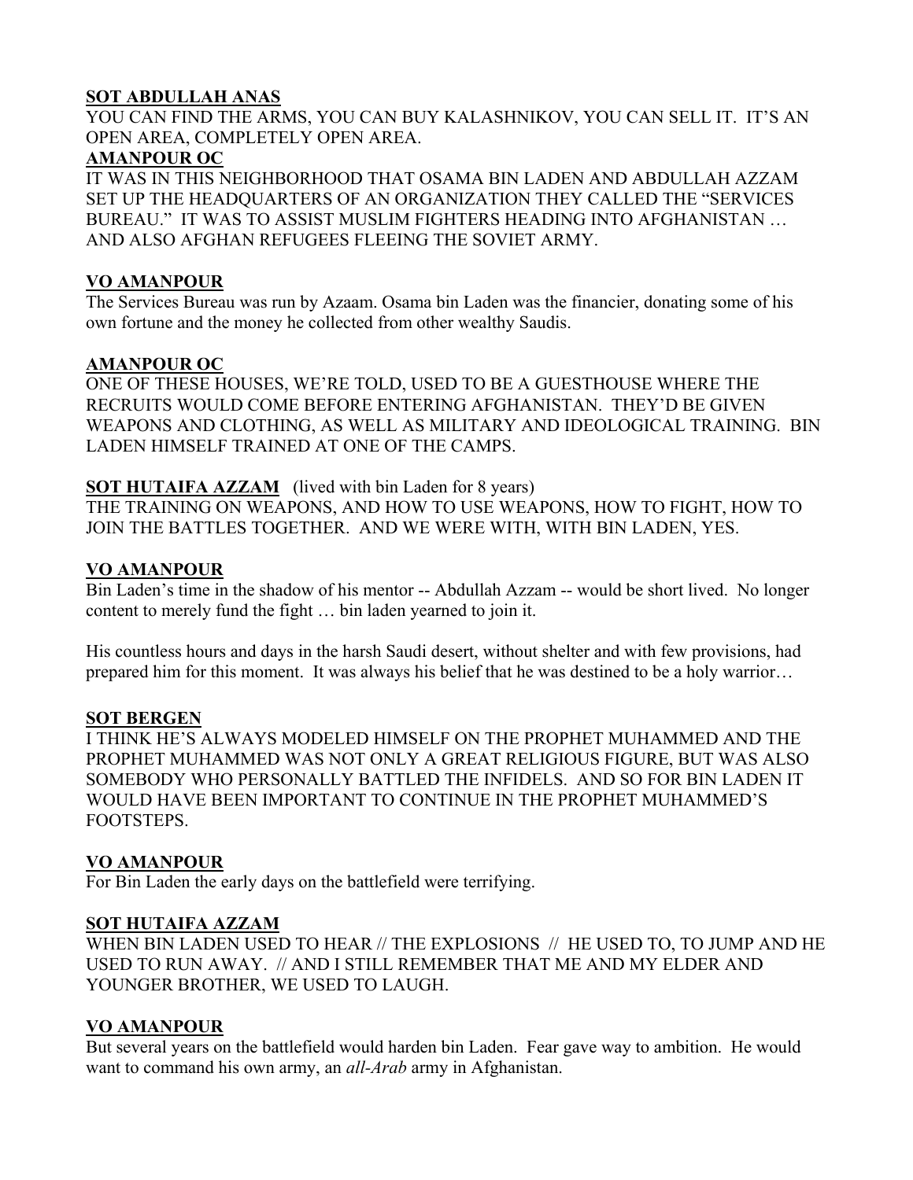**SOT ABDULLAH ANAS**

YOU CAN FIND THE ARMS, YOU CAN BUY KALASHNIKOV, YOU CAN SELL IT. IT'S AN OPEN AREA, COMPLETELY OPEN AREA.

**AMANPOUR OC**

IT WAS IN THIS NEIGHBORHOOD THAT OSAMA BIN LADEN AND ABDULLAH AZZAM SET UP THE HEADQUARTERS OF AN ORGANIZATION THEY CALLED THE "SERVICES BUREAU." IT WAS TO ASSIST MUSLIM FIGHTERS HEADING INTO AFGHANISTAN … AND ALSO AFGHAN REFUGEES FLEEING THE SOVIET ARMY.

**VO AMANPOUR**

The Services Bureau was run by Azaam. Osama bin Laden was the financier, donating some of his own fortune and the money he collected from other wealthy Saudis.

**AMANPOUR OC**

ONE OF THESE HOUSES, WE'RE TOLD, USED TO BE A GUESTHOUSE WHERE THE RECRUITS WOULD COME BEFORE ENTERING AFGHANISTAN. THEY'D BE GIVEN WEAPONS AND CLOTHING, AS WELL AS MILITARY AND IDEOLOGICAL TRAINING. BIN LADEN HIMSELF TRAINED AT ONE OF THE CAMPS.

**SOT HUTAIFA AZZAM** (lived with bin Laden for 8 years)

THE TRAINING ON WEAPONS, AND HOW TO USE WEAPONS, HOW TO FIGHT, HOW TO JOIN THE BATTLES TOGETHER. AND WE WERE WITH, WITH BIN LADEN, YES.

**VO AMANPOUR**

Bin Laden's time in the shadow of his mentor -- Abdullah Azzam -- would be short lived. No longer content to merely fund the fight … bin laden yearned to join it.

His countless hours and days in the harsh Saudi desert, without shelter and with few provisions, had prepared him for this moment. It was always his belief that he was destined to be a holy warrior…

**SOT BERGEN**

I THINK HE'S ALWAYS MODELED HIMSELF ON THE PROPHET MUHAMMED AND THE PROPHET MUHAMMED WAS NOT ONLY A GREAT RELIGIOUS FIGURE, BUT WAS ALSO SOMEBODY WHO PERSONALLY BATTLED THE INFIDELS. AND SO FOR BIN LADEN IT WOULD HAVE BEEN IMPORTANT TO CONTINUE IN THE PROPHET MUHAMMED'S FOOTSTEPS.

**VO AMANPOUR**

For Bin Laden the early days on the battlefield were terrifying.

**SOT HUTAIFA AZZAM**

WHEN BIN LADEN USED TO HEAR // THE EXPLOSIONS // HE USED TO, TO JUMP AND HE USED TO RUN AWAY. // AND I STILL REMEMBER THAT ME AND MY ELDER AND YOUNGER BROTHER, WE USED TO LAUGH.

**VO AMANPOUR**

But several years on the battlefield would harden bin Laden. Fear gave way to ambition. He would want to command his own army, an *all-Arab* army in Afghanistan.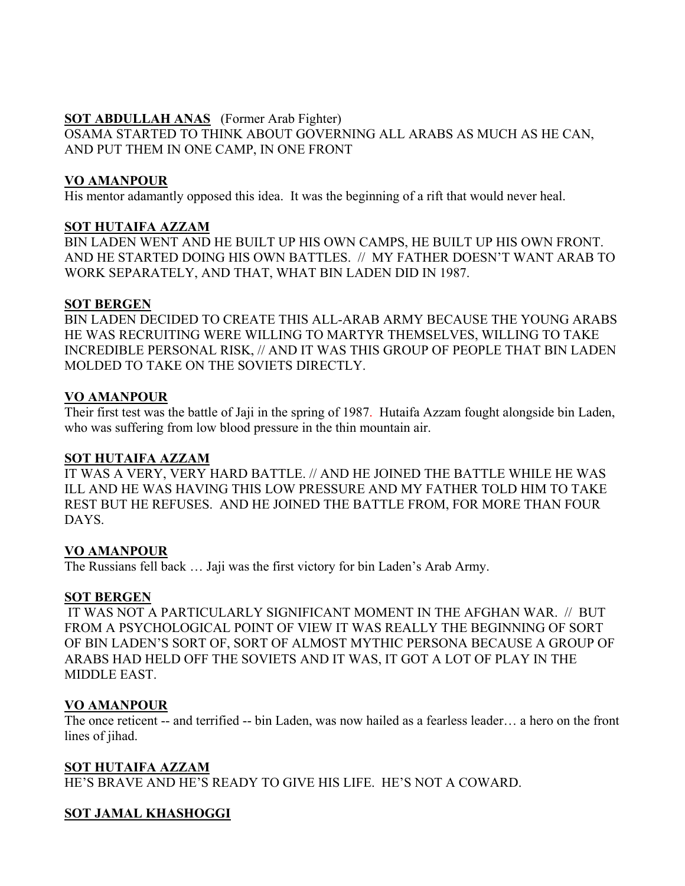**SOT ABDULLAH ANAS** (Former Arab Fighter)
OSAMA STARTED TO THINK ABOUT GOVERNING ALL ARABS AS MUCH AS HE CAN, AND PUT THEM IN ONE CAMP, IN ONE FRONT

**VO AMANPOUR**
His mentor adamantly opposed this idea. It was the beginning of a rift that would never heal.

**SOT HUTAIFA AZZAM**
BIN LADEN WENT AND HE BUILT UP HIS OWN CAMPS, HE BUILT UP HIS OWN FRONT. AND HE STARTED DOING HIS OWN BATTLES. // MY FATHER DOESN'T WANT ARAB TO WORK SEPARATELY, AND THAT, WHAT BIN LADEN DID IN 1987.

**SOT BERGEN**
BIN LADEN DECIDED TO CREATE THIS ALL-ARAB ARMY BECAUSE THE YOUNG ARABS HE WAS RECRUITING WERE WILLING TO MARTYR THEMSELVES, WILLING TO TAKE INCREDIBLE PERSONAL RISK, // AND IT WAS THIS GROUP OF PEOPLE THAT BIN LADEN MOLDED TO TAKE ON THE SOVIETS DIRECTLY.

**VO AMANPOUR**
Their first test was the battle of Jaji in the spring of 1987. Hutaifa Azzam fought alongside bin Laden, who was suffering from low blood pressure in the thin mountain air.

**SOT HUTAIFA AZZAM**
IT WAS A VERY, VERY HARD BATTLE. // AND HE JOINED THE BATTLE WHILE HE WAS ILL AND HE WAS HAVING THIS LOW PRESSURE AND MY FATHER TOLD HIM TO TAKE REST BUT HE REFUSES. AND HE JOINED THE BATTLE FROM, FOR MORE THAN FOUR DAYS.

**VO AMANPOUR**
The Russians fell back … Jaji was the first victory for bin Laden's Arab Army.

**SOT BERGEN**
IT WAS NOT A PARTICULARLY SIGNIFICANT MOMENT IN THE AFGHAN WAR. // BUT FROM A PSYCHOLOGICAL POINT OF VIEW IT WAS REALLY THE BEGINNING OF SORT OF BIN LADEN'S SORT OF, SORT OF ALMOST MYTHIC PERSONA BECAUSE A GROUP OF ARABS HAD HELD OFF THE SOVIETS AND IT WAS, IT GOT A LOT OF PLAY IN THE MIDDLE EAST.

**VO AMANPOUR**
The once reticent -- and terrified -- bin Laden, was now hailed as a fearless leader… a hero on the front lines of jihad.

**SOT HUTAIFA AZZAM**
HE'S BRAVE AND HE'S READY TO GIVE HIS LIFE. HE'S NOT A COWARD.

**SOT JAMAL KHASHOGGI**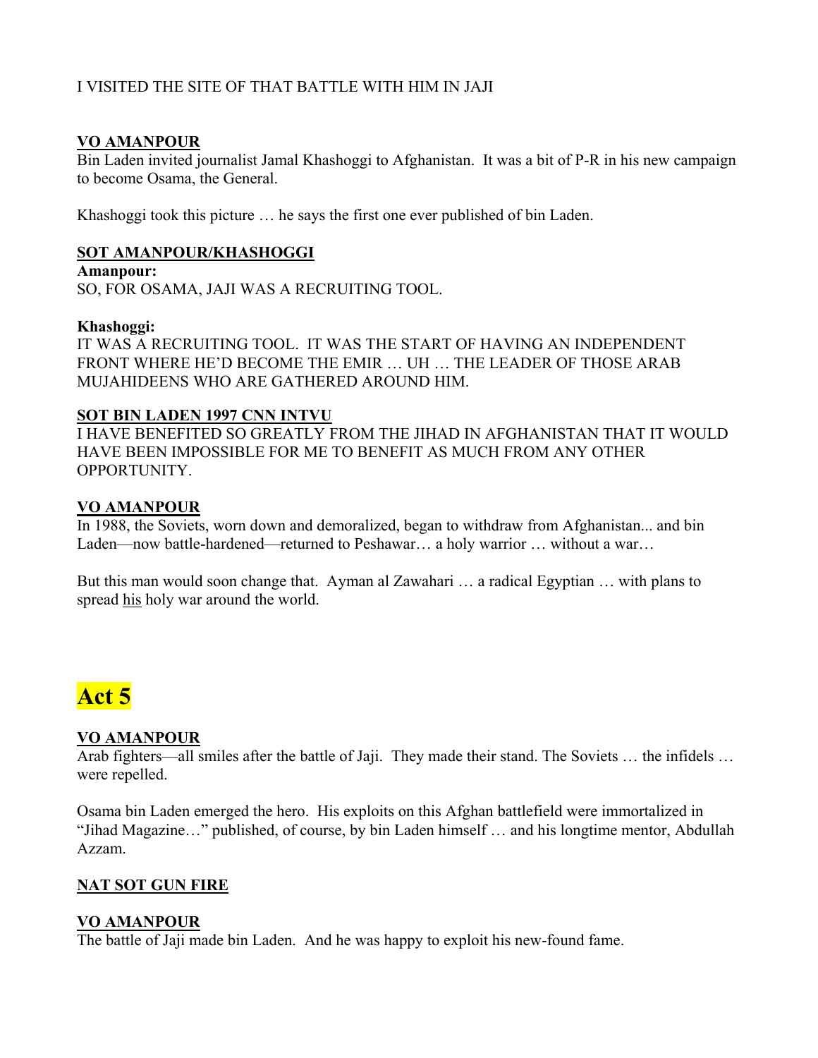I VISITED THE SITE OF THAT BATTLE WITH HIM IN JAJI

**VO AMANPOUR**

Bin Laden invited journalist Jamal Khashoggi to Afghanistan. It was a bit of P-R in his new campaign to become Osama, the General.

Khashoggi took this picture … he says the first one ever published of bin Laden.

**SOT AMANPOUR/KHASHOGGI**

**Amanpour:**

SO, FOR OSAMA, JAJI WAS A RECRUITING TOOL.

**Khashoggi:**

IT WAS A RECRUITING TOOL. IT WAS THE START OF HAVING AN INDEPENDENT FRONT WHERE HE'D BECOME THE EMIR … UH … THE LEADER OF THOSE ARAB MUJAHIDEENS WHO ARE GATHERED AROUND HIM.

**SOT BIN LADEN 1997 CNN INTVU**

I HAVE BENEFITED SO GREATLY FROM THE JIHAD IN AFGHANISTAN THAT IT WOULD HAVE BEEN IMPOSSIBLE FOR ME TO BENEFIT AS MUCH FROM ANY OTHER OPPORTUNITY.

**VO AMANPOUR**

In 1988, the Soviets, worn down and demoralized, began to withdraw from Afghanistan... and bin Laden—now battle-hardened—returned to Peshawar… a holy warrior … without a war…

But this man would soon change that. Ayman al Zawahari … a radical Egyptian … with plans to spread his holy war around the world.

# Act 5

**VO AMANPOUR**

Arab fighters—all smiles after the battle of Jaji. They made their stand. The Soviets … the infidels … were repelled.

Osama bin Laden emerged the hero. His exploits on this Afghan battlefield were immortalized in "Jihad Magazine…" published, of course, by bin Laden himself … and his longtime mentor, Abdullah Azzam.

**NAT SOT GUN FIRE**

**VO AMANPOUR**

The battle of Jaji made bin Laden. And he was happy to exploit his new-found fame.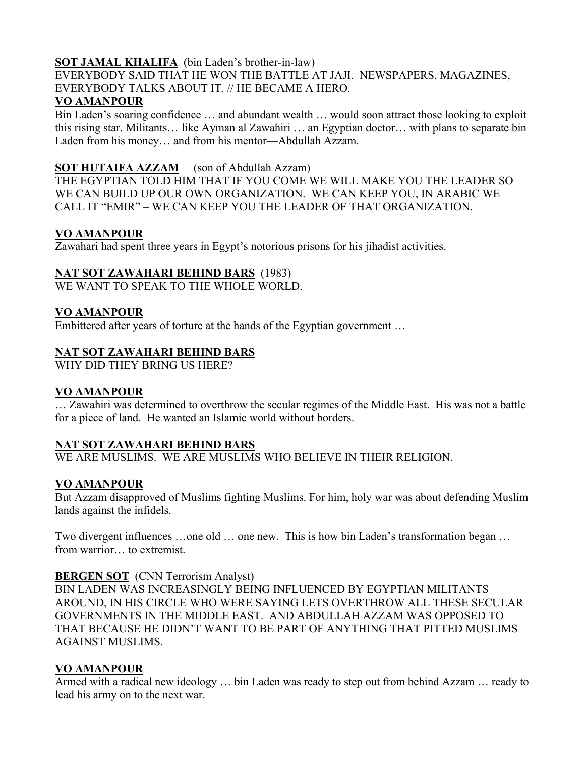**SOT JAMAL KHALIFA** (bin Laden's brother-in-law)
EVERYBODY SAID THAT HE WON THE BATTLE AT JAJI. NEWSPAPERS, MAGAZINES, EVERYBODY TALKS ABOUT IT. // HE BECAME A HERO.

**VO AMANPOUR**
Bin Laden's soaring confidence … and abundant wealth … would soon attract those looking to exploit this rising star. Militants… like Ayman al Zawahiri … an Egyptian doctor… with plans to separate bin Laden from his money… and from his mentor—Abdullah Azzam.

**SOT HUTAIFA AZZAM** (son of Abdullah Azzam)
THE EGYPTIAN TOLD HIM THAT IF YOU COME WE WILL MAKE YOU THE LEADER SO WE CAN BUILD UP OUR OWN ORGANIZATION. WE CAN KEEP YOU, IN ARABIC WE CALL IT "EMIR" – WE CAN KEEP YOU THE LEADER OF THAT ORGANIZATION.

**VO AMANPOUR**
Zawahari had spent three years in Egypt's notorious prisons for his jihadist activities.

**NAT SOT ZAWAHARI BEHIND BARS** (1983)
WE WANT TO SPEAK TO THE WHOLE WORLD.

**VO AMANPOUR**
Embittered after years of torture at the hands of the Egyptian government …

**NAT SOT ZAWAHARI BEHIND BARS**
WHY DID THEY BRING US HERE?

**VO AMANPOUR**
… Zawahiri was determined to overthrow the secular regimes of the Middle East. His was not a battle for a piece of land. He wanted an Islamic world without borders.

**NAT SOT ZAWAHARI BEHIND BARS**
WE ARE MUSLIMS. WE ARE MUSLIMS WHO BELIEVE IN THEIR RELIGION.

**VO AMANPOUR**
But Azzam disapproved of Muslims fighting Muslims. For him, holy war was about defending Muslim lands against the infidels.

Two divergent influences …one old … one new. This is how bin Laden's transformation began … from warrior… to extremist.

**BERGEN SOT** (CNN Terrorism Analyst)
BIN LADEN WAS INCREASINGLY BEING INFLUENCED BY EGYPTIAN MILITANTS AROUND, IN HIS CIRCLE WHO WERE SAYING LETS OVERTHROW ALL THESE SECULAR GOVERNMENTS IN THE MIDDLE EAST. AND ABDULLAH AZZAM WAS OPPOSED TO THAT BECAUSE HE DIDN'T WANT TO BE PART OF ANYTHING THAT PITTED MUSLIMS AGAINST MUSLIMS.

**VO AMANPOUR**
Armed with a radical new ideology … bin Laden was ready to step out from behind Azzam … ready to lead his army on to the next war.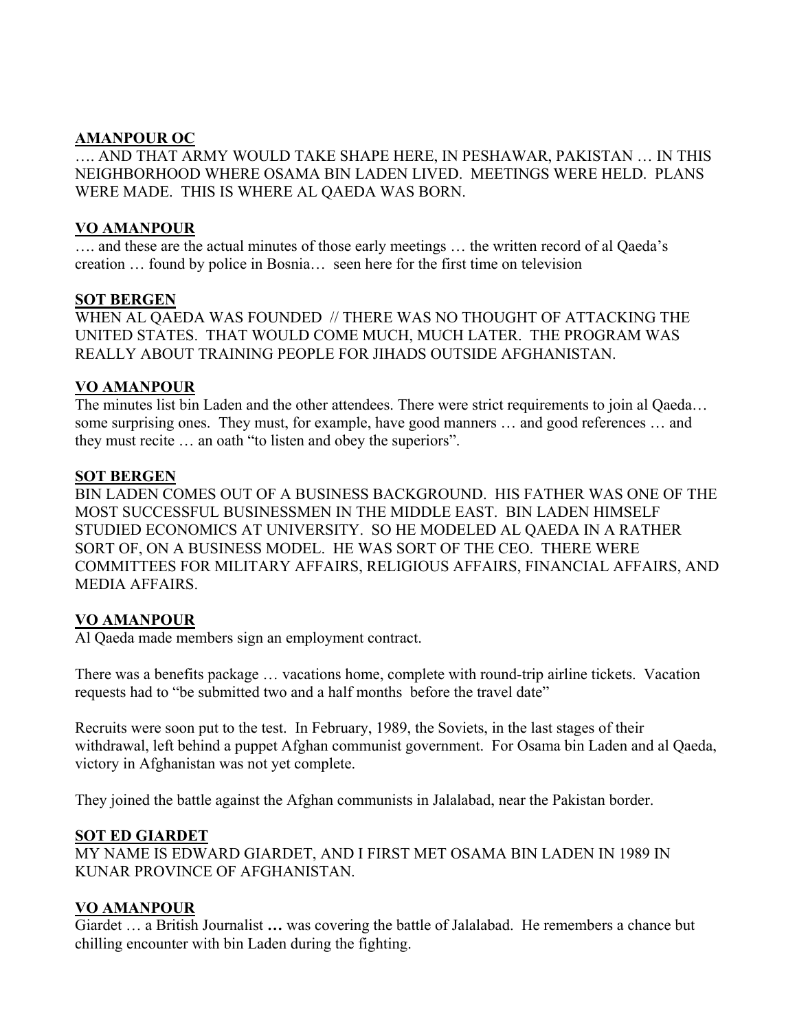**AMANPOUR OC**

…. AND THAT ARMY WOULD TAKE SHAPE HERE, IN PESHAWAR, PAKISTAN … IN THIS NEIGHBORHOOD WHERE OSAMA BIN LADEN LIVED. MEETINGS WERE HELD. PLANS WERE MADE. THIS IS WHERE AL QAEDA WAS BORN.

**VO AMANPOUR**

…. and these are the actual minutes of those early meetings … the written record of al Qaeda's creation … found by police in Bosnia… seen here for the first time on television

**SOT BERGEN**

WHEN AL QAEDA WAS FOUNDED // THERE WAS NO THOUGHT OF ATTACKING THE UNITED STATES. THAT WOULD COME MUCH, MUCH LATER. THE PROGRAM WAS REALLY ABOUT TRAINING PEOPLE FOR JIHADS OUTSIDE AFGHANISTAN.

**VO AMANPOUR**

The minutes list bin Laden and the other attendees. There were strict requirements to join al Qaeda… some surprising ones. They must, for example, have good manners … and good references … and they must recite … an oath "to listen and obey the superiors".

**SOT BERGEN**

BIN LADEN COMES OUT OF A BUSINESS BACKGROUND. HIS FATHER WAS ONE OF THE MOST SUCCESSFUL BUSINESSMEN IN THE MIDDLE EAST. BIN LADEN HIMSELF STUDIED ECONOMICS AT UNIVERSITY. SO HE MODELED AL QAEDA IN A RATHER SORT OF, ON A BUSINESS MODEL. HE WAS SORT OF THE CEO. THERE WERE COMMITTEES FOR MILITARY AFFAIRS, RELIGIOUS AFFAIRS, FINANCIAL AFFAIRS, AND MEDIA AFFAIRS.

**VO AMANPOUR**

Al Qaeda made members sign an employment contract.

There was a benefits package … vacations home, complete with round-trip airline tickets. Vacation requests had to "be submitted two and a half months before the travel date"

Recruits were soon put to the test. In February, 1989, the Soviets, in the last stages of their withdrawal, left behind a puppet Afghan communist government. For Osama bin Laden and al Qaeda, victory in Afghanistan was not yet complete.

They joined the battle against the Afghan communists in Jalalabad, near the Pakistan border.

**SOT ED GIARDET**

MY NAME IS EDWARD GIARDET, AND I FIRST MET OSAMA BIN LADEN IN 1989 IN KUNAR PROVINCE OF AFGHANISTAN.

**VO AMANPOUR**

Giardet … a British Journalist **…** was covering the battle of Jalalabad. He remembers a chance but chilling encounter with bin Laden during the fighting.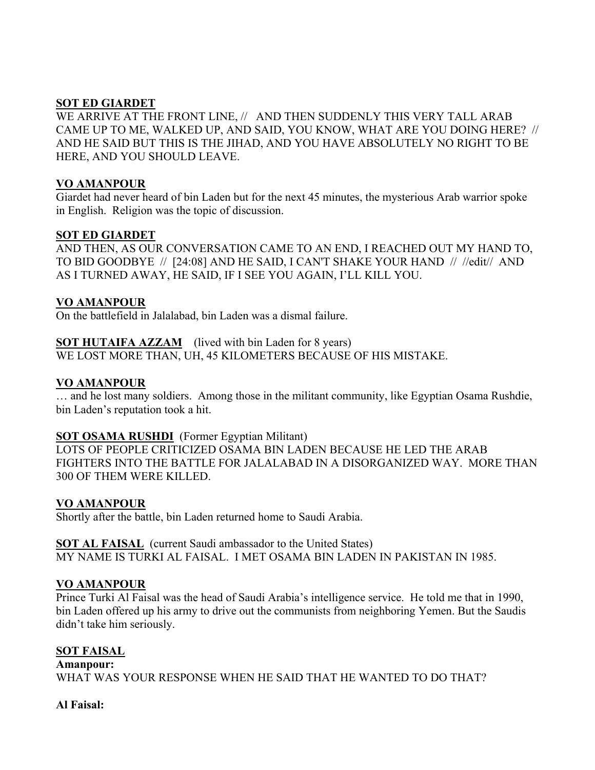**SOT ED GIARDET**
WE ARRIVE AT THE FRONT LINE, // AND THEN SUDDENLY THIS VERY TALL ARAB CAME UP TO ME, WALKED UP, AND SAID, YOU KNOW, WHAT ARE YOU DOING HERE? // AND HE SAID BUT THIS IS THE JIHAD, AND YOU HAVE ABSOLUTELY NO RIGHT TO BE HERE, AND YOU SHOULD LEAVE.

**VO AMANPOUR**
Giardet had never heard of bin Laden but for the next 45 minutes, the mysterious Arab warrior spoke in English. Religion was the topic of discussion.

**SOT ED GIARDET**
AND THEN, AS OUR CONVERSATION CAME TO AN END, I REACHED OUT MY HAND TO, TO BID GOODBYE // [24:08] AND HE SAID, I CAN'T SHAKE YOUR HAND // //edit// AND AS I TURNED AWAY, HE SAID, IF I SEE YOU AGAIN, I'LL KILL YOU.

**VO AMANPOUR**
On the battlefield in Jalalabad, bin Laden was a dismal failure.

**SOT HUTAIFA AZZAM** (lived with bin Laden for 8 years)
WE LOST MORE THAN, UH, 45 KILOMETERS BECAUSE OF HIS MISTAKE.

**VO AMANPOUR**
… and he lost many soldiers. Among those in the militant community, like Egyptian Osama Rushdie, bin Laden's reputation took a hit.

**SOT OSAMA RUSHDI** (Former Egyptian Militant)
LOTS OF PEOPLE CRITICIZED OSAMA BIN LADEN BECAUSE HE LED THE ARAB FIGHTERS INTO THE BATTLE FOR JALALABAD IN A DISORGANIZED WAY. MORE THAN 300 OF THEM WERE KILLED.

**VO AMANPOUR**
Shortly after the battle, bin Laden returned home to Saudi Arabia.

**SOT AL FAISAL** (current Saudi ambassador to the United States)
MY NAME IS TURKI AL FAISAL. I MET OSAMA BIN LADEN IN PAKISTAN IN 1985.

**VO AMANPOUR**
Prince Turki Al Faisal was the head of Saudi Arabia's intelligence service. He told me that in 1990, bin Laden offered up his army to drive out the communists from neighboring Yemen. But the Saudis didn't take him seriously.

**SOT FAISAL**
**Amanpour:**
WHAT WAS YOUR RESPONSE WHEN HE SAID THAT HE WANTED TO DO THAT?

**Al Faisal:**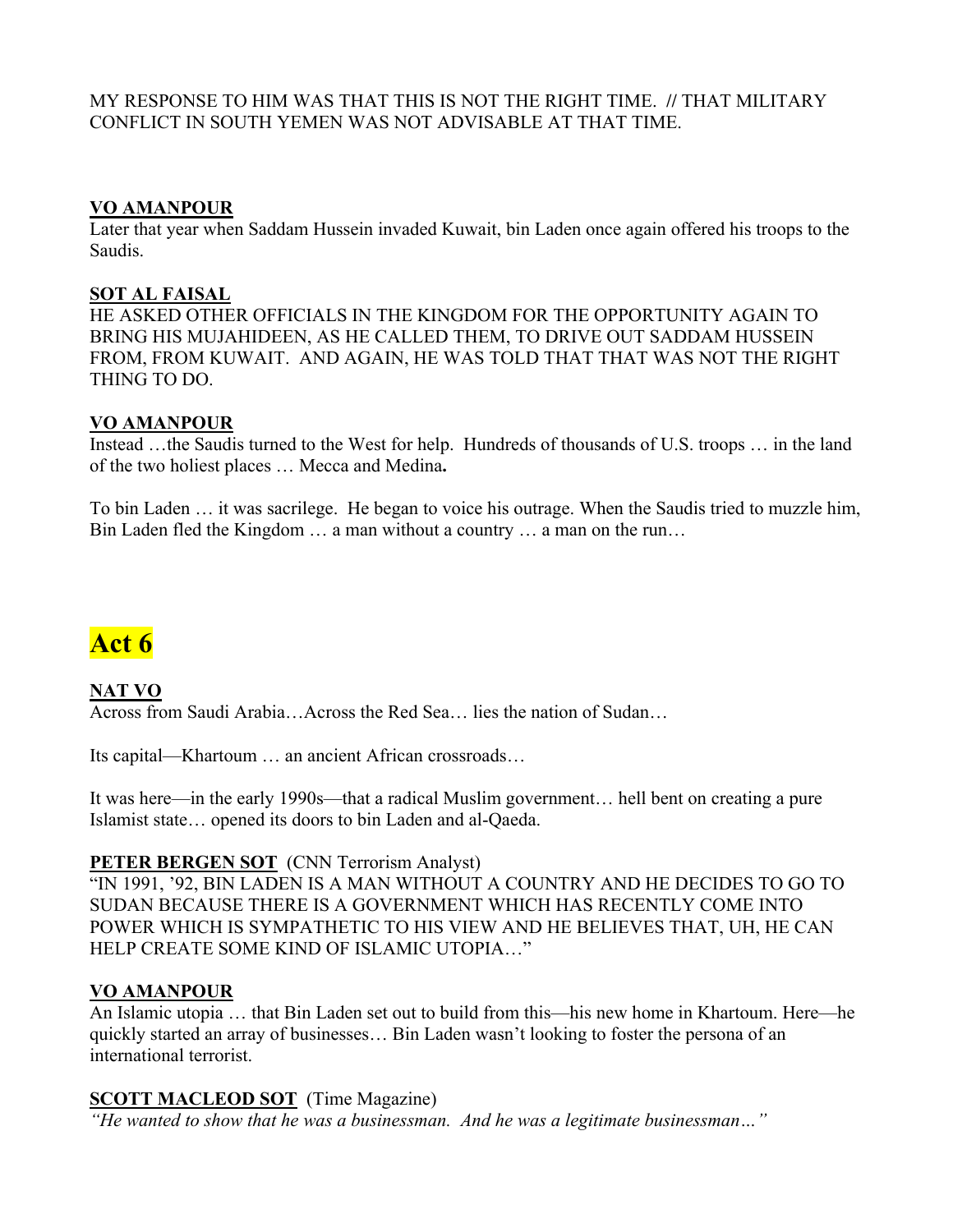MY RESPONSE TO HIM WAS THAT THIS IS NOT THE RIGHT TIME. // THAT MILITARY CONFLICT IN SOUTH YEMEN WAS NOT ADVISABLE AT THAT TIME.

**VO AMANPOUR**
Later that year when Saddam Hussein invaded Kuwait, bin Laden once again offered his troops to the Saudis.

**SOT AL FAISAL**
HE ASKED OTHER OFFICIALS IN THE KINGDOM FOR THE OPPORTUNITY AGAIN TO BRING HIS MUJAHIDEEN, AS HE CALLED THEM, TO DRIVE OUT SADDAM HUSSEIN FROM, FROM KUWAIT. AND AGAIN, HE WAS TOLD THAT THAT WAS NOT THE RIGHT THING TO DO.

**VO AMANPOUR**
Instead …the Saudis turned to the West for help. Hundreds of thousands of U.S. troops … in the land of the two holiest places … Mecca and Medina**.**

To bin Laden … it was sacrilege. He began to voice his outrage. When the Saudis tried to muzzle him, Bin Laden fled the Kingdom … a man without a country … a man on the run…

# Act 6

**NAT VO**
Across from Saudi Arabia…Across the Red Sea… lies the nation of Sudan…

Its capital—Khartoum … an ancient African crossroads…

It was here—in the early 1990s—that a radical Muslim government… hell bent on creating a pure Islamist state… opened its doors to bin Laden and al-Qaeda.

**PETER BERGEN SOT** (CNN Terrorism Analyst)
"IN 1991, '92, BIN LADEN IS A MAN WITHOUT A COUNTRY AND HE DECIDES TO GO TO SUDAN BECAUSE THERE IS A GOVERNMENT WHICH HAS RECENTLY COME INTO POWER WHICH IS SYMPATHETIC TO HIS VIEW AND HE BELIEVES THAT, UH, HE CAN HELP CREATE SOME KIND OF ISLAMIC UTOPIA…"

**VO AMANPOUR**
An Islamic utopia … that Bin Laden set out to build from this—his new home in Khartoum. Here—he quickly started an array of businesses… Bin Laden wasn't looking to foster the persona of an international terrorist.

**SCOTT MACLEOD SOT** (Time Magazine)
*"He wanted to show that he was a businessman. And he was a legitimate businessman…"*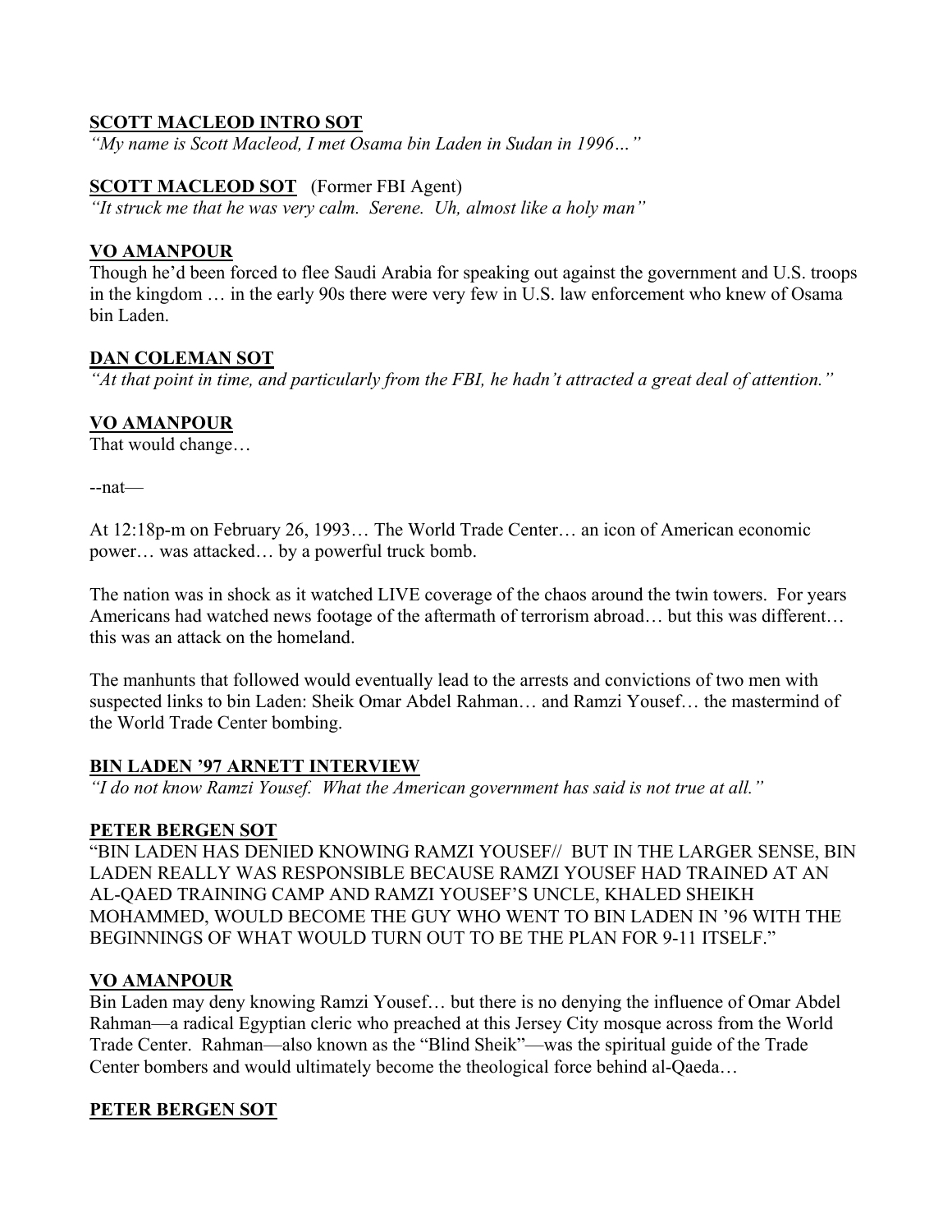**SCOTT MACLEOD INTRO SOT**

*"My name is Scott Macleod, I met Osama bin Laden in Sudan in 1996…"*

**SCOTT MACLEOD SOT** (Former FBI Agent)

*"It struck me that he was very calm. Serene. Uh, almost like a holy man"*

**VO AMANPOUR**

Though he'd been forced to flee Saudi Arabia for speaking out against the government and U.S. troops in the kingdom … in the early 90s there were very few in U.S. law enforcement who knew of Osama bin Laden.

**DAN COLEMAN SOT**

*"At that point in time, and particularly from the FBI, he hadn't attracted a great deal of attention."*

**VO AMANPOUR**

That would change…

--nat—

At 12:18p-m on February 26, 1993… The World Trade Center… an icon of American economic power… was attacked… by a powerful truck bomb.

The nation was in shock as it watched LIVE coverage of the chaos around the twin towers. For years Americans had watched news footage of the aftermath of terrorism abroad… but this was different… this was an attack on the homeland.

The manhunts that followed would eventually lead to the arrests and convictions of two men with suspected links to bin Laden: Sheik Omar Abdel Rahman… and Ramzi Yousef… the mastermind of the World Trade Center bombing.

**BIN LADEN '97 ARNETT INTERVIEW**

*"I do not know Ramzi Yousef. What the American government has said is not true at all."*

**PETER BERGEN SOT**

"BIN LADEN HAS DENIED KNOWING RAMZI YOUSEF// BUT IN THE LARGER SENSE, BIN LADEN REALLY WAS RESPONSIBLE BECAUSE RAMZI YOUSEF HAD TRAINED AT AN AL-QAED TRAINING CAMP AND RAMZI YOUSEF'S UNCLE, KHALED SHEIKH MOHAMMED, WOULD BECOME THE GUY WHO WENT TO BIN LADEN IN '96 WITH THE BEGINNINGS OF WHAT WOULD TURN OUT TO BE THE PLAN FOR 9-11 ITSELF."

**VO AMANPOUR**

Bin Laden may deny knowing Ramzi Yousef… but there is no denying the influence of Omar Abdel Rahman—a radical Egyptian cleric who preached at this Jersey City mosque across from the World Trade Center. Rahman—also known as the "Blind Sheik"—was the spiritual guide of the Trade Center bombers and would ultimately become the theological force behind al-Qaeda…

**PETER BERGEN SOT**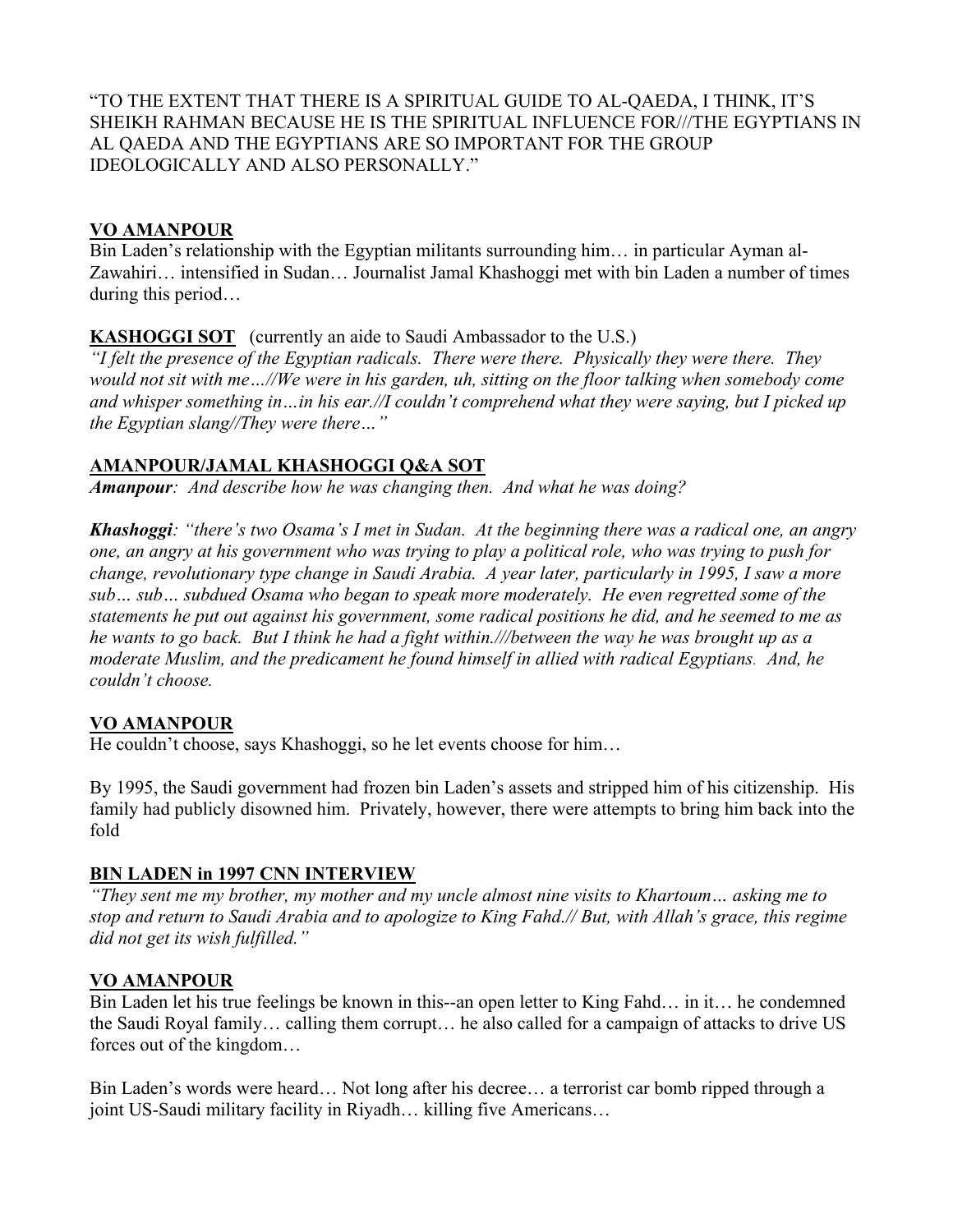"TO THE EXTENT THAT THERE IS A SPIRITUAL GUIDE TO AL-QAEDA, I THINK, IT'S SHEIKH RAHMAN BECAUSE HE IS THE SPIRITUAL INFLUENCE FOR///THE EGYPTIANS IN AL QAEDA AND THE EGYPTIANS ARE SO IMPORTANT FOR THE GROUP IDEOLOGICALLY AND ALSO PERSONALLY."

**VO AMANPOUR**

Bin Laden's relationship with the Egyptian militants surrounding him… in particular Ayman al-Zawahiri… intensified in Sudan… Journalist Jamal Khashoggi met with bin Laden a number of times during this period…

**KASHOGGI SOT** (currently an aide to Saudi Ambassador to the U.S.)

*"I felt the presence of the Egyptian radicals. There were there. Physically they were there. They would not sit with me…//We were in his garden, uh, sitting on the floor talking when somebody come and whisper something in…in his ear.//I couldn't comprehend what they were saying, but I picked up the Egyptian slang//They were there…"*

**AMANPOUR/JAMAL KHASHOGGI Q&A SOT**

***Amanpour**: And describe how he was changing then. And what he was doing?*

***Khashoggi**: "there's two Osama's I met in Sudan. At the beginning there was a radical one, an angry one, an angry at his government who was trying to play a political role, who was trying to push for change, revolutionary type change in Saudi Arabia. A year later, particularly in 1995, I saw a more sub… sub… subdued Osama who began to speak more moderately. He even regretted some of the statements he put out against his government, some radical positions he did, and he seemed to me as he wants to go back. But I think he had a fight within.///between the way he was brought up as a moderate Muslim, and the predicament he found himself in allied with radical Egyptians. And, he couldn't choose.*

**VO AMANPOUR**

He couldn't choose, says Khashoggi, so he let events choose for him…

By 1995, the Saudi government had frozen bin Laden's assets and stripped him of his citizenship. His family had publicly disowned him. Privately, however, there were attempts to bring him back into the fold

**BIN LADEN in 1997 CNN INTERVIEW**

*"They sent me my brother, my mother and my uncle almost nine visits to Khartoum… asking me to stop and return to Saudi Arabia and to apologize to King Fahd.// But, with Allah's grace, this regime did not get its wish fulfilled."*

**VO AMANPOUR**

Bin Laden let his true feelings be known in this--an open letter to King Fahd… in it… he condemned the Saudi Royal family… calling them corrupt… he also called for a campaign of attacks to drive US forces out of the kingdom…

Bin Laden's words were heard… Not long after his decree… a terrorist car bomb ripped through a joint US-Saudi military facility in Riyadh… killing five Americans…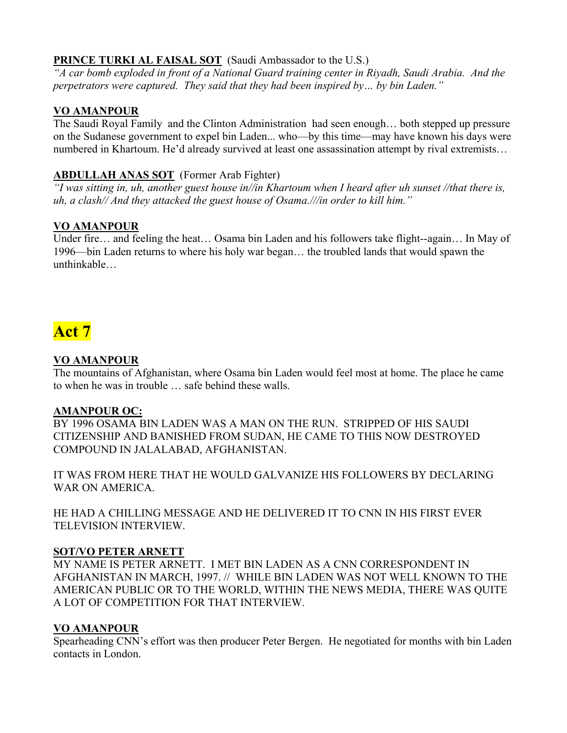**PRINCE TURKI AL FAISAL SOT** (Saudi Ambassador to the U.S.)
*"A car bomb exploded in front of a National Guard training center in Riyadh, Saudi Arabia. And the perpetrators were captured. They said that they had been inspired by… by bin Laden."*

**VO AMANPOUR**
The Saudi Royal Family and the Clinton Administration had seen enough… both stepped up pressure on the Sudanese government to expel bin Laden... who—by this time—may have known his days were numbered in Khartoum. He'd already survived at least one assassination attempt by rival extremists…

**ABDULLAH ANAS SOT** (Former Arab Fighter)
*"I was sitting in, uh, another guest house in//in Khartoum when I heard after uh sunset //that there is, uh, a clash// And they attacked the guest house of Osama.///in order to kill him."*

**VO AMANPOUR**
Under fire… and feeling the heat… Osama bin Laden and his followers take flight--again… In May of 1996—bin Laden returns to where his holy war began… the troubled lands that would spawn the unthinkable…

# Act 7

**VO AMANPOUR**
The mountains of Afghanistan, where Osama bin Laden would feel most at home. The place he came to when he was in trouble … safe behind these walls.

**AMANPOUR OC:**
BY 1996 OSAMA BIN LADEN WAS A MAN ON THE RUN. STRIPPED OF HIS SAUDI CITIZENSHIP AND BANISHED FROM SUDAN, HE CAME TO THIS NOW DESTROYED COMPOUND IN JALALABAD, AFGHANISTAN.

IT WAS FROM HERE THAT HE WOULD GALVANIZE HIS FOLLOWERS BY DECLARING WAR ON AMERICA.

HE HAD A CHILLING MESSAGE AND HE DELIVERED IT TO CNN IN HIS FIRST EVER TELEVISION INTERVIEW.

**SOT/VO PETER ARNETT**
MY NAME IS PETER ARNETT. I MET BIN LADEN AS A CNN CORRESPONDENT IN AFGHANISTAN IN MARCH, 1997. // WHILE BIN LADEN WAS NOT WELL KNOWN TO THE AMERICAN PUBLIC OR TO THE WORLD, WITHIN THE NEWS MEDIA, THERE WAS QUITE A LOT OF COMPETITION FOR THAT INTERVIEW.

**VO AMANPOUR**
Spearheading CNN's effort was then producer Peter Bergen. He negotiated for months with bin Laden contacts in London.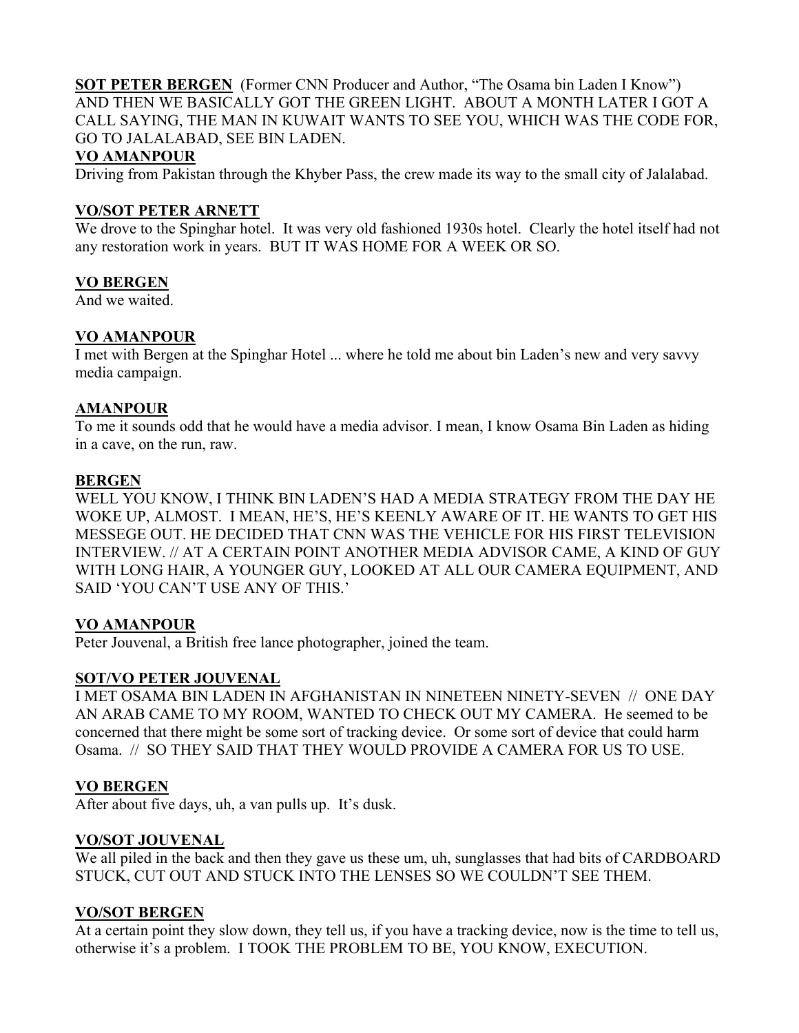**SOT PETER BERGEN** (Former CNN Producer and Author, "The Osama bin Laden I Know")
AND THEN WE BASICALLY GOT THE GREEN LIGHT. ABOUT A MONTH LATER I GOT A CALL SAYING, THE MAN IN KUWAIT WANTS TO SEE YOU, WHICH WAS THE CODE FOR, GO TO JALALABAD, SEE BIN LADEN.

**VO AMANPOUR**
Driving from Pakistan through the Khyber Pass, the crew made its way to the small city of Jalalabad.

**VO/SOT PETER ARNETT**
We drove to the Spinghar hotel. It was very old fashioned 1930s hotel. Clearly the hotel itself had not any restoration work in years. BUT IT WAS HOME FOR A WEEK OR SO.

**VO BERGEN**
And we waited.

**VO AMANPOUR**
I met with Bergen at the Spinghar Hotel ... where he told me about bin Laden's new and very savvy media campaign.

**AMANPOUR**
To me it sounds odd that he would have a media advisor. I mean, I know Osama Bin Laden as hiding in a cave, on the run, raw.

**BERGEN**
WELL YOU KNOW, I THINK BIN LADEN'S HAD A MEDIA STRATEGY FROM THE DAY HE WOKE UP, ALMOST. I MEAN, HE'S, HE'S KEENLY AWARE OF IT. HE WANTS TO GET HIS MESSEGE OUT. HE DECIDED THAT CNN WAS THE VEHICLE FOR HIS FIRST TELEVISION INTERVIEW. // AT A CERTAIN POINT ANOTHER MEDIA ADVISOR CAME, A KIND OF GUY WITH LONG HAIR, A YOUNGER GUY, LOOKED AT ALL OUR CAMERA EQUIPMENT, AND SAID 'YOU CAN'T USE ANY OF THIS.'

**VO AMANPOUR**
Peter Jouvenal, a British free lance photographer, joined the team.

**SOT/VO PETER JOUVENAL**
I MET OSAMA BIN LADEN IN AFGHANISTAN IN NINETEEN NINETY-SEVEN // ONE DAY AN ARAB CAME TO MY ROOM, WANTED TO CHECK OUT MY CAMERA. He seemed to be concerned that there might be some sort of tracking device. Or some sort of device that could harm Osama. // SO THEY SAID THAT THEY WOULD PROVIDE A CAMERA FOR US TO USE.

**VO BERGEN**
After about five days, uh, a van pulls up. It's dusk.

**VO/SOT JOUVENAL**
We all piled in the back and then they gave us these um, uh, sunglasses that had bits of CARDBOARD STUCK, CUT OUT AND STUCK INTO THE LENSES SO WE COULDN'T SEE THEM.

**VO/SOT BERGEN**
At a certain point they slow down, they tell us, if you have a tracking device, now is the time to tell us, otherwise it's a problem. I TOOK THE PROBLEM TO BE, YOU KNOW, EXECUTION.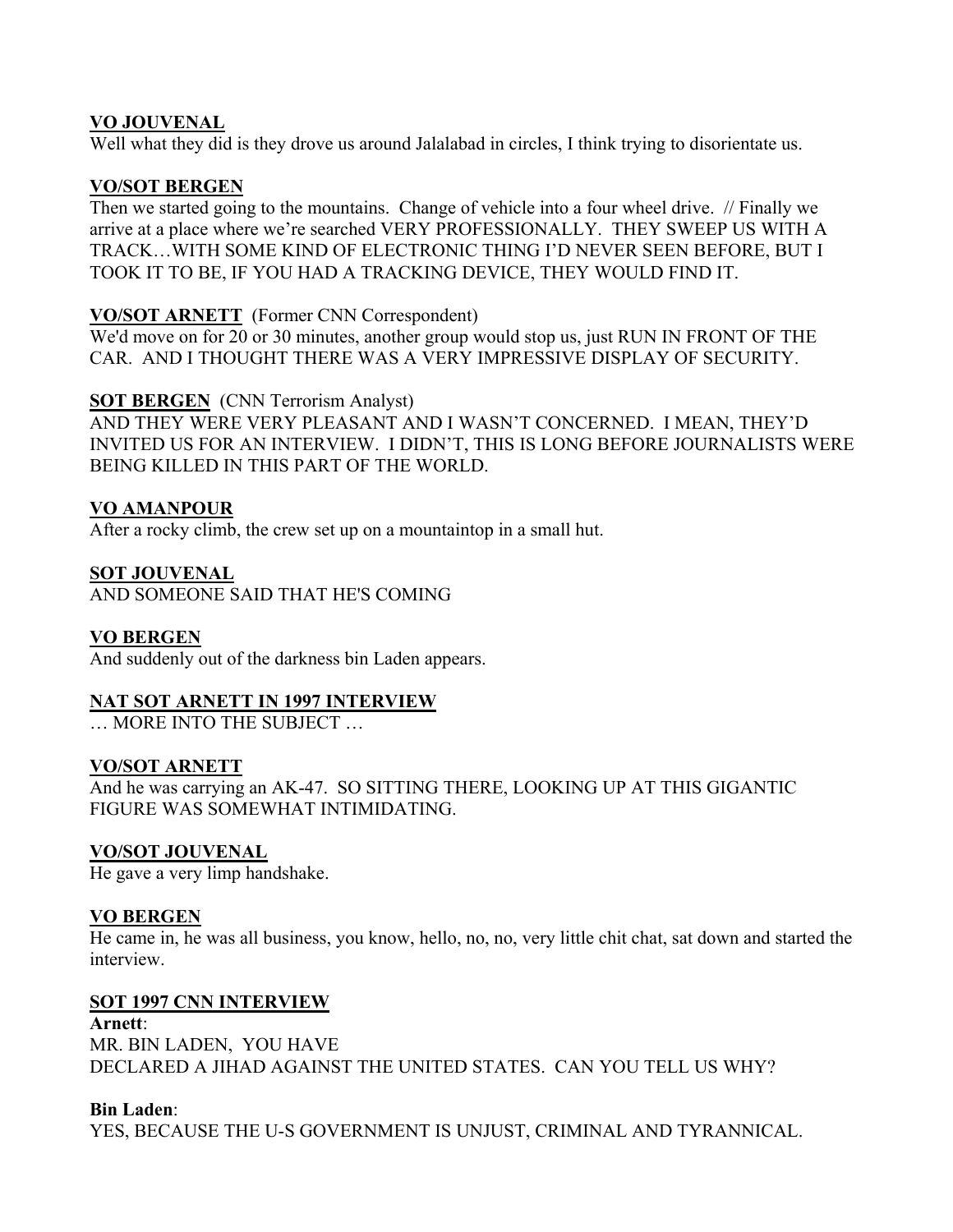**VO JOUVENAL**
Well what they did is they drove us around Jalalabad in circles, I think trying to disorientate us.

**VO/SOT BERGEN**
Then we started going to the mountains. Change of vehicle into a four wheel drive. // Finally we arrive at a place where we're searched VERY PROFESSIONALLY. THEY SWEEP US WITH A TRACK…WITH SOME KIND OF ELECTRONIC THING I'D NEVER SEEN BEFORE, BUT I TOOK IT TO BE, IF YOU HAD A TRACKING DEVICE, THEY WOULD FIND IT.

**VO/SOT ARNETT** (Former CNN Correspondent)
We'd move on for 20 or 30 minutes, another group would stop us, just RUN IN FRONT OF THE CAR. AND I THOUGHT THERE WAS A VERY IMPRESSIVE DISPLAY OF SECURITY.

**SOT BERGEN** (CNN Terrorism Analyst)
AND THEY WERE VERY PLEASANT AND I WASN'T CONCERNED. I MEAN, THEY'D INVITED US FOR AN INTERVIEW. I DIDN'T, THIS IS LONG BEFORE JOURNALISTS WERE BEING KILLED IN THIS PART OF THE WORLD.

**VO AMANPOUR**
After a rocky climb, the crew set up on a mountaintop in a small hut.

**SOT JOUVENAL**
AND SOMEONE SAID THAT HE'S COMING

**VO BERGEN**
And suddenly out of the darkness bin Laden appears.

**NAT SOT ARNETT IN 1997 INTERVIEW**
… MORE INTO THE SUBJECT …

**VO/SOT ARNETT**
And he was carrying an AK-47. SO SITTING THERE, LOOKING UP AT THIS GIGANTIC FIGURE WAS SOMEWHAT INTIMIDATING.

**VO/SOT JOUVENAL**
He gave a very limp handshake.

**VO BERGEN**
He came in, he was all business, you know, hello, no, no, very little chit chat, sat down and started the interview.

**SOT 1997 CNN INTERVIEW**
**Arnett**:
MR. BIN LADEN, YOU HAVE DECLARED A JIHAD AGAINST THE UNITED STATES. CAN YOU TELL US WHY?

**Bin Laden**:
YES, BECAUSE THE U-S GOVERNMENT IS UNJUST, CRIMINAL AND TYRANNICAL.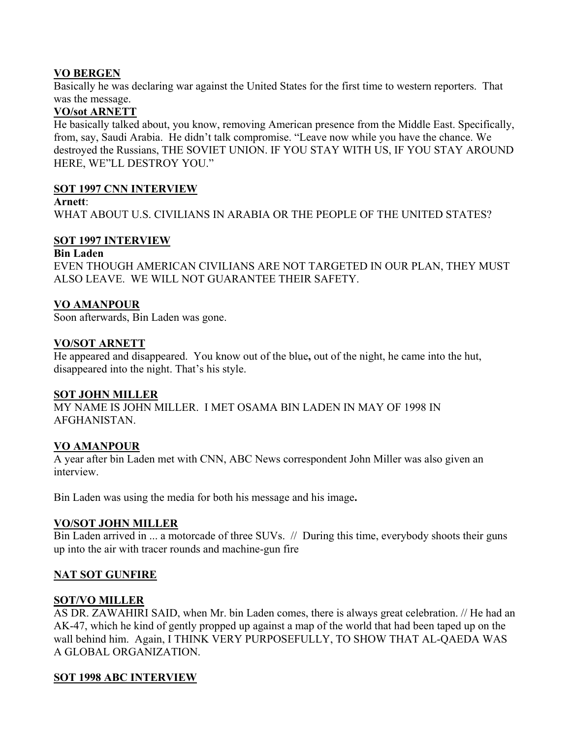**<u>VO BERGEN</u>**
Basically he was declaring war against the United States for the first time to western reporters. That was the message.

**<u>VO/sot ARNETT</u>**
He basically talked about, you know, removing American presence from the Middle East. Specifically, from, say, Saudi Arabia. He didn't talk compromise. "Leave now while you have the chance. We destroyed the Russians, THE SOVIET UNION. IF YOU STAY WITH US, IF YOU STAY AROUND HERE, WE"LL DESTROY YOU."

**<u>SOT 1997 CNN INTERVIEW</u>**
**Arnett**:
WHAT ABOUT U.S. CIVILIANS IN ARABIA OR THE PEOPLE OF THE UNITED STATES?

**<u>SOT 1997 INTERVIEW</u>**
**Bin Laden**
EVEN THOUGH AMERICAN CIVILIANS ARE NOT TARGETED IN OUR PLAN, THEY MUST ALSO LEAVE. WE WILL NOT GUARANTEE THEIR SAFETY.

**<u>VO AMANPOUR</u>**
Soon afterwards, Bin Laden was gone.

**<u>VO/SOT ARNETT</u>**
He appeared and disappeared. You know out of the blue**,** out of the night, he came into the hut, disappeared into the night. That's his style.

**<u>SOT JOHN MILLER</u>**
MY NAME IS JOHN MILLER. I MET OSAMA BIN LADEN IN MAY OF 1998 IN AFGHANISTAN.

**<u>VO AMANPOUR</u>**
A year after bin Laden met with CNN, ABC News correspondent John Miller was also given an interview.

Bin Laden was using the media for both his message and his image**.**

**<u>VO/SOT JOHN MILLER</u>**
Bin Laden arrived in ... a motorcade of three SUVs. // During this time, everybody shoots their guns up into the air with tracer rounds and machine-gun fire

**<u>NAT SOT GUNFIRE</u>**

**<u>SOT/VO MILLER</u>**
AS DR. ZAWAHIRI SAID, when Mr. bin Laden comes, there is always great celebration. // He had an AK-47, which he kind of gently propped up against a map of the world that had been taped up on the wall behind him. Again, I THINK VERY PURPOSEFULLY, TO SHOW THAT AL-QAEDA WAS A GLOBAL ORGANIZATION.

**<u>SOT 1998 ABC INTERVIEW</u>**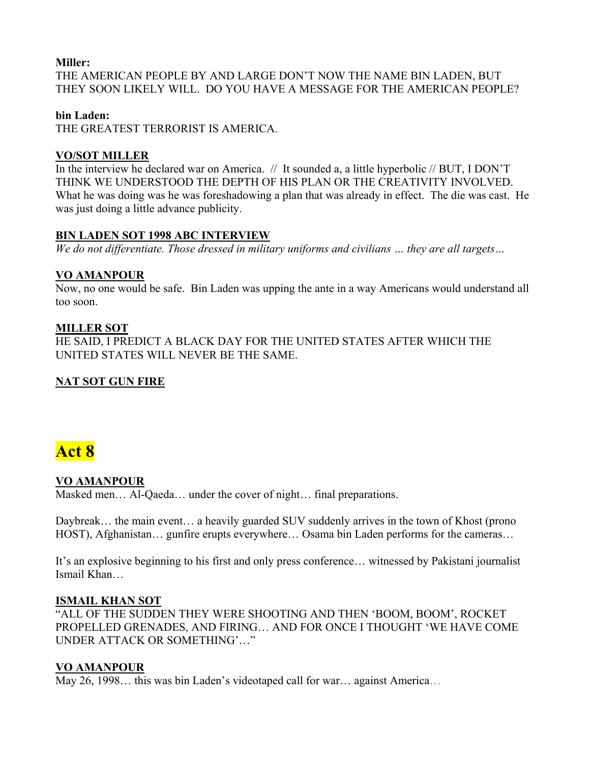**Miller:**
THE AMERICAN PEOPLE BY AND LARGE DON'T NOW THE NAME BIN LADEN, BUT THEY SOON LIKELY WILL. DO YOU HAVE A MESSAGE FOR THE AMERICAN PEOPLE?

**bin Laden:**
THE GREATEST TERRORIST IS AMERICA.

**VO/SOT MILLER**
In the interview he declared war on America. // It sounded a, a little hyperbolic // BUT, I DON'T THINK WE UNDERSTOOD THE DEPTH OF HIS PLAN OR THE CREATIVITY INVOLVED. What he was doing was he was foreshadowing a plan that was already in effect. The die was cast. He was just doing a little advance publicity.

**BIN LADEN SOT 1998 ABC INTERVIEW**
*We do not differentiate. Those dressed in military uniforms and civilians … they are all targets…*

**VO AMANPOUR**
Now, no one would be safe. Bin Laden was upping the ante in a way Americans would understand all too soon.

**MILLER SOT**
HE SAID, I PREDICT A BLACK DAY FOR THE UNITED STATES AFTER WHICH THE UNITED STATES WILL NEVER BE THE SAME.

**NAT SOT GUN FIRE**

# Act 8

**VO AMANPOUR**
Masked men… Al-Qaeda… under the cover of night… final preparations.

Daybreak… the main event… a heavily guarded SUV suddenly arrives in the town of Khost (prono HOST), Afghanistan… gunfire erupts everywhere… Osama bin Laden performs for the cameras…

It's an explosive beginning to his first and only press conference… witnessed by Pakistani journalist Ismail Khan…

**ISMAIL KHAN SOT**
"ALL OF THE SUDDEN THEY WERE SHOOTING AND THEN 'BOOM, BOOM', ROCKET PROPELLED GRENADES, AND FIRING… AND FOR ONCE I THOUGHT 'WE HAVE COME UNDER ATTACK OR SOMETHING'…"

**VO AMANPOUR**
May 26, 1998… this was bin Laden's videotaped call for war… against America…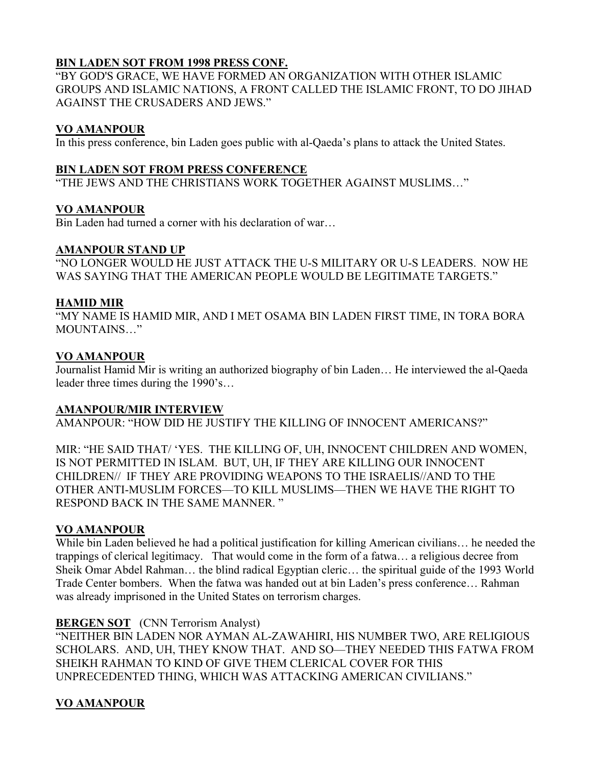**BIN LADEN SOT FROM 1998 PRESS CONF.**
"BY GOD'S GRACE, WE HAVE FORMED AN ORGANIZATION WITH OTHER ISLAMIC GROUPS AND ISLAMIC NATIONS, A FRONT CALLED THE ISLAMIC FRONT, TO DO JIHAD AGAINST THE CRUSADERS AND JEWS."

**VO AMANPOUR**
In this press conference, bin Laden goes public with al-Qaeda's plans to attack the United States.

**BIN LADEN SOT FROM PRESS CONFERENCE**
"THE JEWS AND THE CHRISTIANS WORK TOGETHER AGAINST MUSLIMS…"

**VO AMANPOUR**
Bin Laden had turned a corner with his declaration of war…

**AMANPOUR STAND UP**
"NO LONGER WOULD HE JUST ATTACK THE U-S MILITARY OR U-S LEADERS. NOW HE WAS SAYING THAT THE AMERICAN PEOPLE WOULD BE LEGITIMATE TARGETS."

**HAMID MIR**
"MY NAME IS HAMID MIR, AND I MET OSAMA BIN LADEN FIRST TIME, IN TORA BORA MOUNTAINS…"

**VO AMANPOUR**
Journalist Hamid Mir is writing an authorized biography of bin Laden… He interviewed the al-Qaeda leader three times during the 1990's…

**AMANPOUR/MIR INTERVIEW**
AMANPOUR: "HOW DID HE JUSTIFY THE KILLING OF INNOCENT AMERICANS?"

MIR: "HE SAID THAT/ 'YES. THE KILLING OF, UH, INNOCENT CHILDREN AND WOMEN, IS NOT PERMITTED IN ISLAM. BUT, UH, IF THEY ARE KILLING OUR INNOCENT CHILDREN// IF THEY ARE PROVIDING WEAPONS TO THE ISRAELIS//AND TO THE OTHER ANTI-MUSLIM FORCES—TO KILL MUSLIMS—THEN WE HAVE THE RIGHT TO RESPOND BACK IN THE SAME MANNER. "

**VO AMANPOUR**
While bin Laden believed he had a political justification for killing American civilians… he needed the trappings of clerical legitimacy. That would come in the form of a fatwa… a religious decree from Sheik Omar Abdel Rahman… the blind radical Egyptian cleric… the spiritual guide of the 1993 World Trade Center bombers. When the fatwa was handed out at bin Laden's press conference… Rahman was already imprisoned in the United States on terrorism charges.

**BERGEN SOT** (CNN Terrorism Analyst)
"NEITHER BIN LADEN NOR AYMAN AL-ZAWAHIRI, HIS NUMBER TWO, ARE RELIGIOUS SCHOLARS. AND, UH, THEY KNOW THAT. AND SO—THEY NEEDED THIS FATWA FROM SHEIKH RAHMAN TO KIND OF GIVE THEM CLERICAL COVER FOR THIS UNPRECEDENTED THING, WHICH WAS ATTACKING AMERICAN CIVILIANS."

**VO AMANPOUR**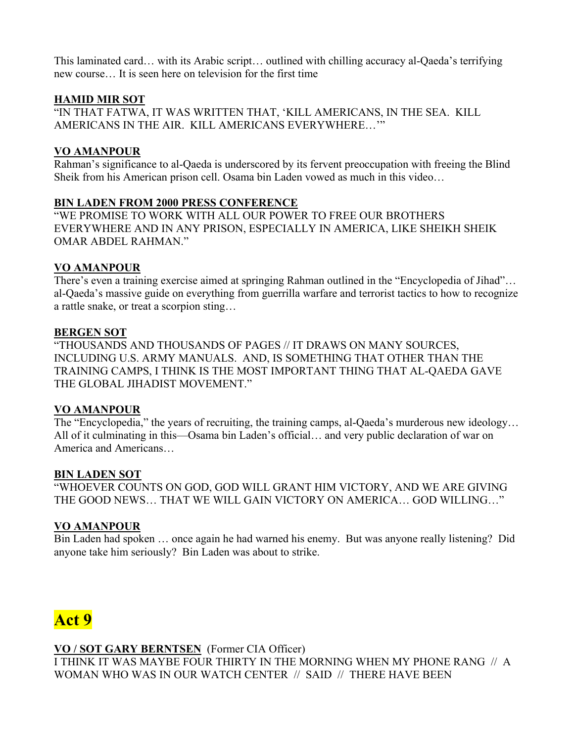This laminated card… with its Arabic script… outlined with chilling accuracy al-Qaeda's terrifying new course… It is seen here on television for the first time

**HAMID MIR SOT**
"IN THAT FATWA, IT WAS WRITTEN THAT, 'KILL AMERICANS, IN THE SEA. KILL AMERICANS IN THE AIR. KILL AMERICANS EVERYWHERE…'"

**VO AMANPOUR**
Rahman's significance to al-Qaeda is underscored by its fervent preoccupation with freeing the Blind Sheik from his American prison cell. Osama bin Laden vowed as much in this video…

**BIN LADEN FROM 2000 PRESS CONFERENCE**
"WE PROMISE TO WORK WITH ALL OUR POWER TO FREE OUR BROTHERS EVERYWHERE AND IN ANY PRISON, ESPECIALLY IN AMERICA, LIKE SHEIKH SHEIK OMAR ABDEL RAHMAN."

**VO AMANPOUR**
There's even a training exercise aimed at springing Rahman outlined in the "Encyclopedia of Jihad"… al-Qaeda's massive guide on everything from guerrilla warfare and terrorist tactics to how to recognize a rattle snake, or treat a scorpion sting…

**BERGEN SOT**
"THOUSANDS AND THOUSANDS OF PAGES // IT DRAWS ON MANY SOURCES, INCLUDING U.S. ARMY MANUALS. AND, IS SOMETHING THAT OTHER THAN THE TRAINING CAMPS, I THINK IS THE MOST IMPORTANT THING THAT AL-QAEDA GAVE THE GLOBAL JIHADIST MOVEMENT."

**VO AMANPOUR**
The "Encyclopedia," the years of recruiting, the training camps, al-Qaeda's murderous new ideology… All of it culminating in this—Osama bin Laden's official… and very public declaration of war on America and Americans…

**BIN LADEN SOT**
"WHOEVER COUNTS ON GOD, GOD WILL GRANT HIM VICTORY, AND WE ARE GIVING THE GOOD NEWS… THAT WE WILL GAIN VICTORY ON AMERICA… GOD WILLING…"

**VO AMANPOUR**
Bin Laden had spoken … once again he had warned his enemy. But was anyone really listening? Did anyone take him seriously? Bin Laden was about to strike.

# Act 9

**VO / SOT GARY BERNTSEN** (Former CIA Officer)
I THINK IT WAS MAYBE FOUR THIRTY IN THE MORNING WHEN MY PHONE RANG // A WOMAN WHO WAS IN OUR WATCH CENTER // SAID // THERE HAVE BEEN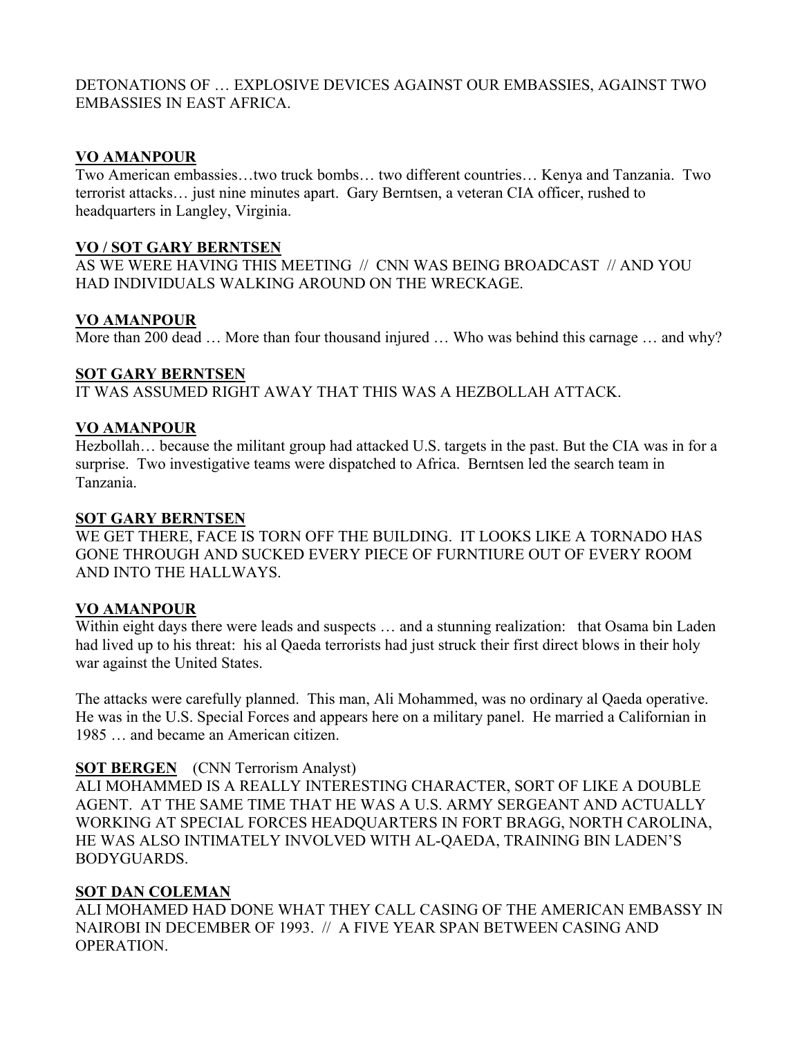DETONATIONS OF … EXPLOSIVE DEVICES AGAINST OUR EMBASSIES, AGAINST TWO EMBASSIES IN EAST AFRICA.

**VO AMANPOUR**

Two American embassies…two truck bombs… two different countries… Kenya and Tanzania. Two terrorist attacks… just nine minutes apart. Gary Berntsen, a veteran CIA officer, rushed to headquarters in Langley, Virginia.

**VO / SOT GARY BERNTSEN**

AS WE WERE HAVING THIS MEETING // CNN WAS BEING BROADCAST // AND YOU HAD INDIVIDUALS WALKING AROUND ON THE WRECKAGE.

**VO AMANPOUR**

More than 200 dead … More than four thousand injured … Who was behind this carnage … and why?

**SOT GARY BERNTSEN**

IT WAS ASSUMED RIGHT AWAY THAT THIS WAS A HEZBOLLAH ATTACK.

**VO AMANPOUR**

Hezbollah… because the militant group had attacked U.S. targets in the past. But the CIA was in for a surprise. Two investigative teams were dispatched to Africa. Berntsen led the search team in Tanzania.

**SOT GARY BERNTSEN**

WE GET THERE, FACE IS TORN OFF THE BUILDING. IT LOOKS LIKE A TORNADO HAS GONE THROUGH AND SUCKED EVERY PIECE OF FURNTIURE OUT OF EVERY ROOM AND INTO THE HALLWAYS.

**VO AMANPOUR**

Within eight days there were leads and suspects … and a stunning realization: that Osama bin Laden had lived up to his threat: his al Qaeda terrorists had just struck their first direct blows in their holy war against the United States.

The attacks were carefully planned. This man, Ali Mohammed, was no ordinary al Qaeda operative. He was in the U.S. Special Forces and appears here on a military panel. He married a Californian in 1985 … and became an American citizen.

**SOT BERGEN** (CNN Terrorism Analyst)

ALI MOHAMMED IS A REALLY INTERESTING CHARACTER, SORT OF LIKE A DOUBLE AGENT. AT THE SAME TIME THAT HE WAS A U.S. ARMY SERGEANT AND ACTUALLY WORKING AT SPECIAL FORCES HEADQUARTERS IN FORT BRAGG, NORTH CAROLINA, HE WAS ALSO INTIMATELY INVOLVED WITH AL-QAEDA, TRAINING BIN LADEN'S BODYGUARDS.

**SOT DAN COLEMAN**

ALI MOHAMED HAD DONE WHAT THEY CALL CASING OF THE AMERICAN EMBASSY IN NAIROBI IN DECEMBER OF 1993. // A FIVE YEAR SPAN BETWEEN CASING AND OPERATION.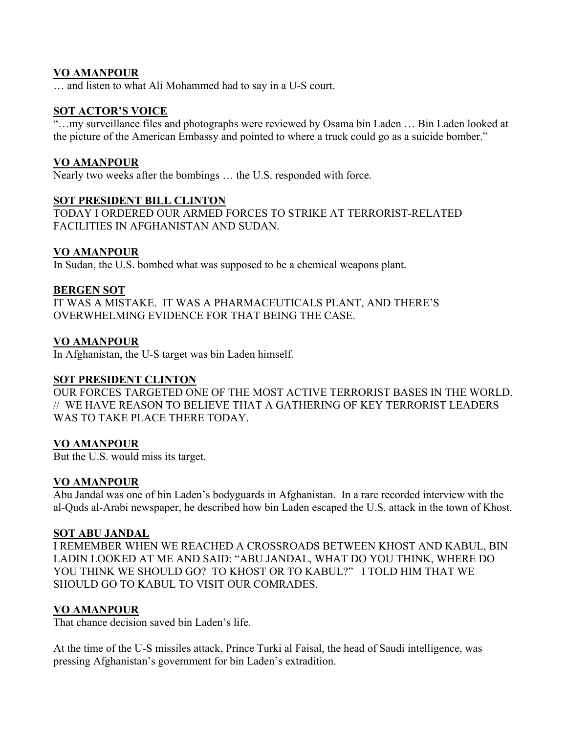**VO AMANPOUR**

… and listen to what Ali Mohammed had to say in a U-S court.

**SOT ACTOR'S VOICE**

"…my surveillance files and photographs were reviewed by Osama bin Laden … Bin Laden looked at the picture of the American Embassy and pointed to where a truck could go as a suicide bomber."

**VO AMANPOUR**

Nearly two weeks after the bombings … the U.S. responded with force.

**SOT PRESIDENT BILL CLINTON**

TODAY I ORDERED OUR ARMED FORCES TO STRIKE AT TERRORIST-RELATED FACILITIES IN AFGHANISTAN AND SUDAN.

**VO AMANPOUR**

In Sudan, the U.S. bombed what was supposed to be a chemical weapons plant.

**BERGEN SOT**

IT WAS A MISTAKE. IT WAS A PHARMACEUTICALS PLANT, AND THERE'S OVERWHELMING EVIDENCE FOR THAT BEING THE CASE.

**VO AMANPOUR**

In Afghanistan, the U-S target was bin Laden himself.

**SOT PRESIDENT CLINTON**

OUR FORCES TARGETED ONE OF THE MOST ACTIVE TERRORIST BASES IN THE WORLD. // WE HAVE REASON TO BELIEVE THAT A GATHERING OF KEY TERRORIST LEADERS WAS TO TAKE PLACE THERE TODAY.

**VO AMANPOUR**

But the U.S. would miss its target.

**VO AMANPOUR**

Abu Jandal was one of bin Laden's bodyguards in Afghanistan. In a rare recorded interview with the al-Quds al-Arabi newspaper, he described how bin Laden escaped the U.S. attack in the town of Khost.

**SOT ABU JANDAL**

I REMEMBER WHEN WE REACHED A CROSSROADS BETWEEN KHOST AND KABUL, BIN LADIN LOOKED AT ME AND SAID: "ABU JANDAL, WHAT DO YOU THINK, WHERE DO YOU THINK WE SHOULD GO? TO KHOST OR TO KABUL?" I TOLD HIM THAT WE SHOULD GO TO KABUL TO VISIT OUR COMRADES.

**VO AMANPOUR**

That chance decision saved bin Laden's life.

At the time of the U-S missiles attack, Prince Turki al Faisal, the head of Saudi intelligence, was pressing Afghanistan's government for bin Laden's extradition.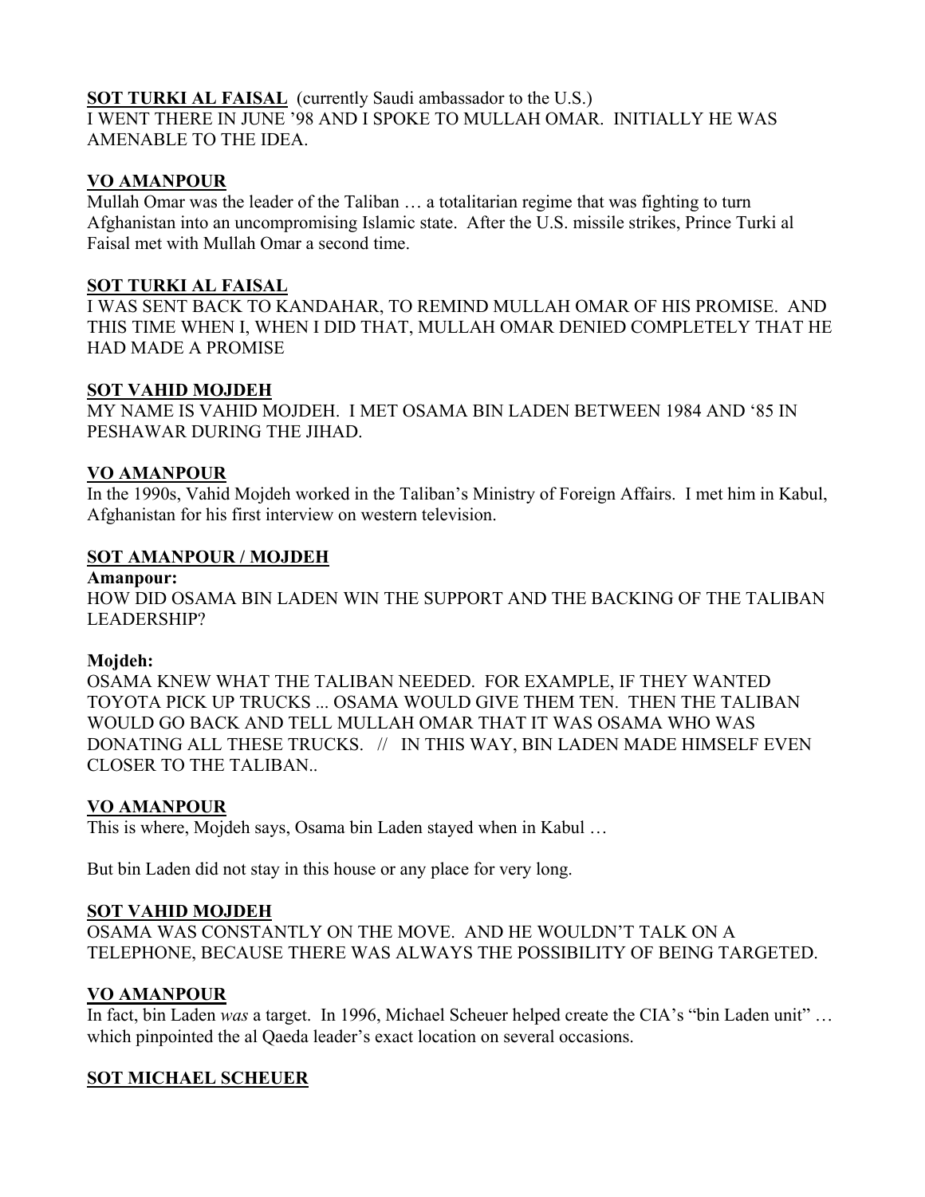**<u>SOT TURKI AL FAISAL</u>** (currently Saudi ambassador to the U.S.)
I WENT THERE IN JUNE '98 AND I SPOKE TO MULLAH OMAR. INITIALLY HE WAS AMENABLE TO THE IDEA.

**<u>VO AMANPOUR</u>**
Mullah Omar was the leader of the Taliban … a totalitarian regime that was fighting to turn Afghanistan into an uncompromising Islamic state. After the U.S. missile strikes, Prince Turki al Faisal met with Mullah Omar a second time.

**<u>SOT TURKI AL FAISAL</u>**
I WAS SENT BACK TO KANDAHAR, TO REMIND MULLAH OMAR OF HIS PROMISE. AND THIS TIME WHEN I, WHEN I DID THAT, MULLAH OMAR DENIED COMPLETELY THAT HE HAD MADE A PROMISE

**<u>SOT VAHID MOJDEH</u>**
MY NAME IS VAHID MOJDEH. I MET OSAMA BIN LADEN BETWEEN 1984 AND '85 IN PESHAWAR DURING THE JIHAD.

**<u>VO AMANPOUR</u>**
In the 1990s, Vahid Mojdeh worked in the Taliban's Ministry of Foreign Affairs. I met him in Kabul, Afghanistan for his first interview on western television.

**<u>SOT AMANPOUR / MOJDEH</u>**

**Amanpour:**
HOW DID OSAMA BIN LADEN WIN THE SUPPORT AND THE BACKING OF THE TALIBAN LEADERSHIP?

**Mojdeh:**
OSAMA KNEW WHAT THE TALIBAN NEEDED. FOR EXAMPLE, IF THEY WANTED TOYOTA PICK UP TRUCKS ... OSAMA WOULD GIVE THEM TEN. THEN THE TALIBAN WOULD GO BACK AND TELL MULLAH OMAR THAT IT WAS OSAMA WHO WAS DONATING ALL THESE TRUCKS. // IN THIS WAY, BIN LADEN MADE HIMSELF EVEN CLOSER TO THE TALIBAN..

**<u>VO AMANPOUR</u>**
This is where, Mojdeh says, Osama bin Laden stayed when in Kabul …

But bin Laden did not stay in this house or any place for very long.

**<u>SOT VAHID MOJDEH</u>**
OSAMA WAS CONSTANTLY ON THE MOVE. AND HE WOULDN'T TALK ON A TELEPHONE, BECAUSE THERE WAS ALWAYS THE POSSIBILITY OF BEING TARGETED.

**<u>VO AMANPOUR</u>**
In fact, bin Laden *was* a target. In 1996, Michael Scheuer helped create the CIA's "bin Laden unit" … which pinpointed the al Qaeda leader's exact location on several occasions.

**<u>SOT MICHAEL SCHEUER</u>**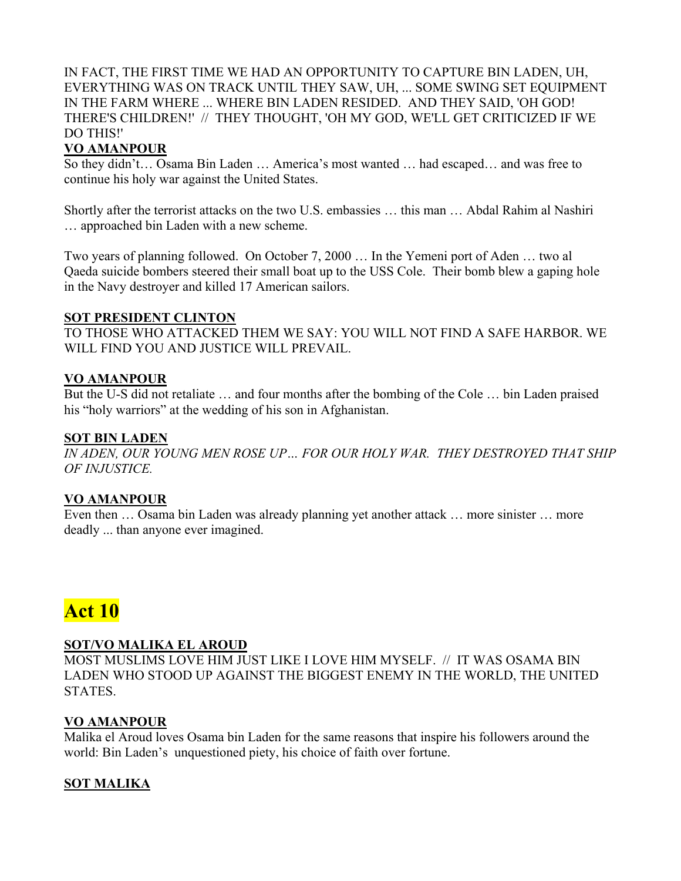IN FACT, THE FIRST TIME WE HAD AN OPPORTUNITY TO CAPTURE BIN LADEN, UH, EVERYTHING WAS ON TRACK UNTIL THEY SAW, UH, ... SOME SWING SET EQUIPMENT IN THE FARM WHERE ... WHERE BIN LADEN RESIDED. AND THEY SAID, 'OH GOD! THERE'S CHILDREN!' // THEY THOUGHT, 'OH MY GOD, WE'LL GET CRITICIZED IF WE DO THIS!'

**VO AMANPOUR**

So they didn't… Osama Bin Laden … America's most wanted … had escaped… and was free to continue his holy war against the United States.

Shortly after the terrorist attacks on the two U.S. embassies … this man … Abdal Rahim al Nashiri … approached bin Laden with a new scheme.

Two years of planning followed. On October 7, 2000 … In the Yemeni port of Aden … two al Qaeda suicide bombers steered their small boat up to the USS Cole. Their bomb blew a gaping hole in the Navy destroyer and killed 17 American sailors.

**SOT PRESIDENT CLINTON**

TO THOSE WHO ATTACKED THEM WE SAY: YOU WILL NOT FIND A SAFE HARBOR. WE WILL FIND YOU AND JUSTICE WILL PREVAIL.

**VO AMANPOUR**

But the U-S did not retaliate … and four months after the bombing of the Cole … bin Laden praised his "holy warriors" at the wedding of his son in Afghanistan.

**SOT BIN LADEN**

*IN ADEN, OUR YOUNG MEN ROSE UP… FOR OUR HOLY WAR. THEY DESTROYED THAT SHIP OF INJUSTICE.*

**VO AMANPOUR**

Even then … Osama bin Laden was already planning yet another attack … more sinister … more deadly ... than anyone ever imagined.

# Act 10

**SOT/VO MALIKA EL AROUD**

MOST MUSLIMS LOVE HIM JUST LIKE I LOVE HIM MYSELF. // IT WAS OSAMA BIN LADEN WHO STOOD UP AGAINST THE BIGGEST ENEMY IN THE WORLD, THE UNITED STATES.

**VO AMANPOUR**

Malika el Aroud loves Osama bin Laden for the same reasons that inspire his followers around the world: Bin Laden's unquestioned piety, his choice of faith over fortune.

**SOT MALIKA**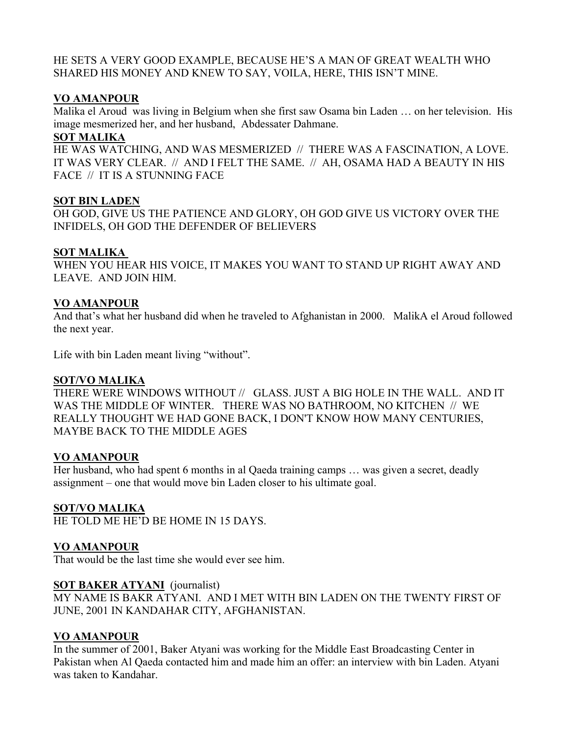HE SETS A VERY GOOD EXAMPLE, BECAUSE HE'S A MAN OF GREAT WEALTH WHO SHARED HIS MONEY AND KNEW TO SAY, VOILA, HERE, THIS ISN'T MINE.

**VO AMANPOUR**

Malika el Aroud was living in Belgium when she first saw Osama bin Laden … on her television. His image mesmerized her, and her husband, Abdessater Dahmane.

**SOT MALIKA**

HE WAS WATCHING, AND WAS MESMERIZED // THERE WAS A FASCINATION, A LOVE. IT WAS VERY CLEAR. // AND I FELT THE SAME. // AH, OSAMA HAD A BEAUTY IN HIS FACE // IT IS A STUNNING FACE

**SOT BIN LADEN**

OH GOD, GIVE US THE PATIENCE AND GLORY, OH GOD GIVE US VICTORY OVER THE INFIDELS, OH GOD THE DEFENDER OF BELIEVERS

**SOT MALIKA**

WHEN YOU HEAR HIS VOICE, IT MAKES YOU WANT TO STAND UP RIGHT AWAY AND LEAVE. AND JOIN HIM.

**VO AMANPOUR**

And that's what her husband did when he traveled to Afghanistan in 2000. MalikA el Aroud followed the next year.

Life with bin Laden meant living "without".

**SOT/VO MALIKA**

THERE WERE WINDOWS WITHOUT // GLASS. JUST A BIG HOLE IN THE WALL. AND IT WAS THE MIDDLE OF WINTER. THERE WAS NO BATHROOM, NO KITCHEN // WE REALLY THOUGHT WE HAD GONE BACK, I DON'T KNOW HOW MANY CENTURIES, MAYBE BACK TO THE MIDDLE AGES

**VO AMANPOUR**

Her husband, who had spent 6 months in al Qaeda training camps … was given a secret, deadly assignment – one that would move bin Laden closer to his ultimate goal.

**SOT/VO MALIKA**

HE TOLD ME HE'D BE HOME IN 15 DAYS.

**VO AMANPOUR**

That would be the last time she would ever see him.

**SOT BAKER ATYANI** (journalist)

MY NAME IS BAKR ATYANI. AND I MET WITH BIN LADEN ON THE TWENTY FIRST OF JUNE, 2001 IN KANDAHAR CITY, AFGHANISTAN.

**VO AMANPOUR**

In the summer of 2001, Baker Atyani was working for the Middle East Broadcasting Center in Pakistan when Al Qaeda contacted him and made him an offer: an interview with bin Laden. Atyani was taken to Kandahar.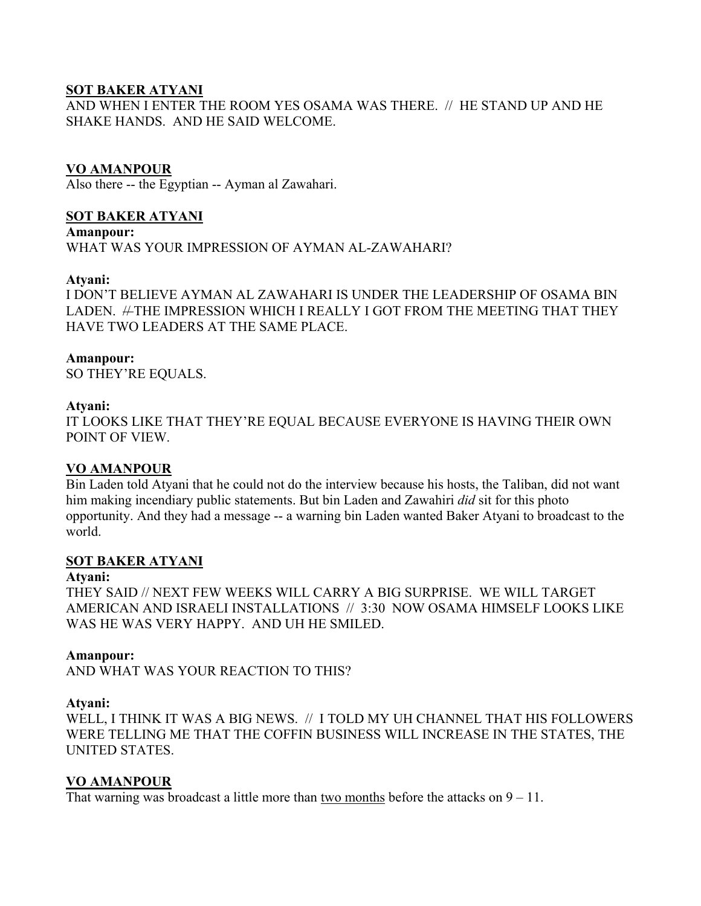**<u>SOT BAKER ATYANI</u>**

AND WHEN I ENTER THE ROOM YES OSAMA WAS THERE. // HE STAND UP AND HE SHAKE HANDS. AND HE SAID WELCOME.

**<u>VO AMANPOUR</u>**

Also there -- the Egyptian -- Ayman al Zawahari.

**<u>SOT BAKER ATYANI</u>**

**Amanpour:**

WHAT WAS YOUR IMPRESSION OF AYMAN AL-ZAWAHARI?

**Atyani:**

I DON'T BELIEVE AYMAN AL ZAWAHARI IS UNDER THE LEADERSHIP OF OSAMA BIN LADEN. ~~//~~ THE IMPRESSION WHICH I REALLY I GOT FROM THE MEETING THAT THEY HAVE TWO LEADERS AT THE SAME PLACE.

**Amanpour:**

SO THEY'RE EQUALS.

**Atyani:**

IT LOOKS LIKE THAT THEY'RE EQUAL BECAUSE EVERYONE IS HAVING THEIR OWN POINT OF VIEW.

**<u>VO AMANPOUR</u>**

Bin Laden told Atyani that he could not do the interview because his hosts, the Taliban, did not want him making incendiary public statements. But bin Laden and Zawahiri *did* sit for this photo opportunity. And they had a message -- a warning bin Laden wanted Baker Atyani to broadcast to the world.

**<u>SOT BAKER ATYANI</u>**

**Atyani:**

THEY SAID // NEXT FEW WEEKS WILL CARRY A BIG SURPRISE. WE WILL TARGET AMERICAN AND ISRAELI INSTALLATIONS // 3:30 NOW OSAMA HIMSELF LOOKS LIKE WAS HE WAS VERY HAPPY. AND UH HE SMILED.

**Amanpour:**

AND WHAT WAS YOUR REACTION TO THIS?

**Atyani:**

WELL, I THINK IT WAS A BIG NEWS. // I TOLD MY UH CHANNEL THAT HIS FOLLOWERS WERE TELLING ME THAT THE COFFIN BUSINESS WILL INCREASE IN THE STATES, THE UNITED STATES.

**<u>VO AMANPOUR</u>**

That warning was broadcast a little more than <u>two months</u> before the attacks on 9 – 11.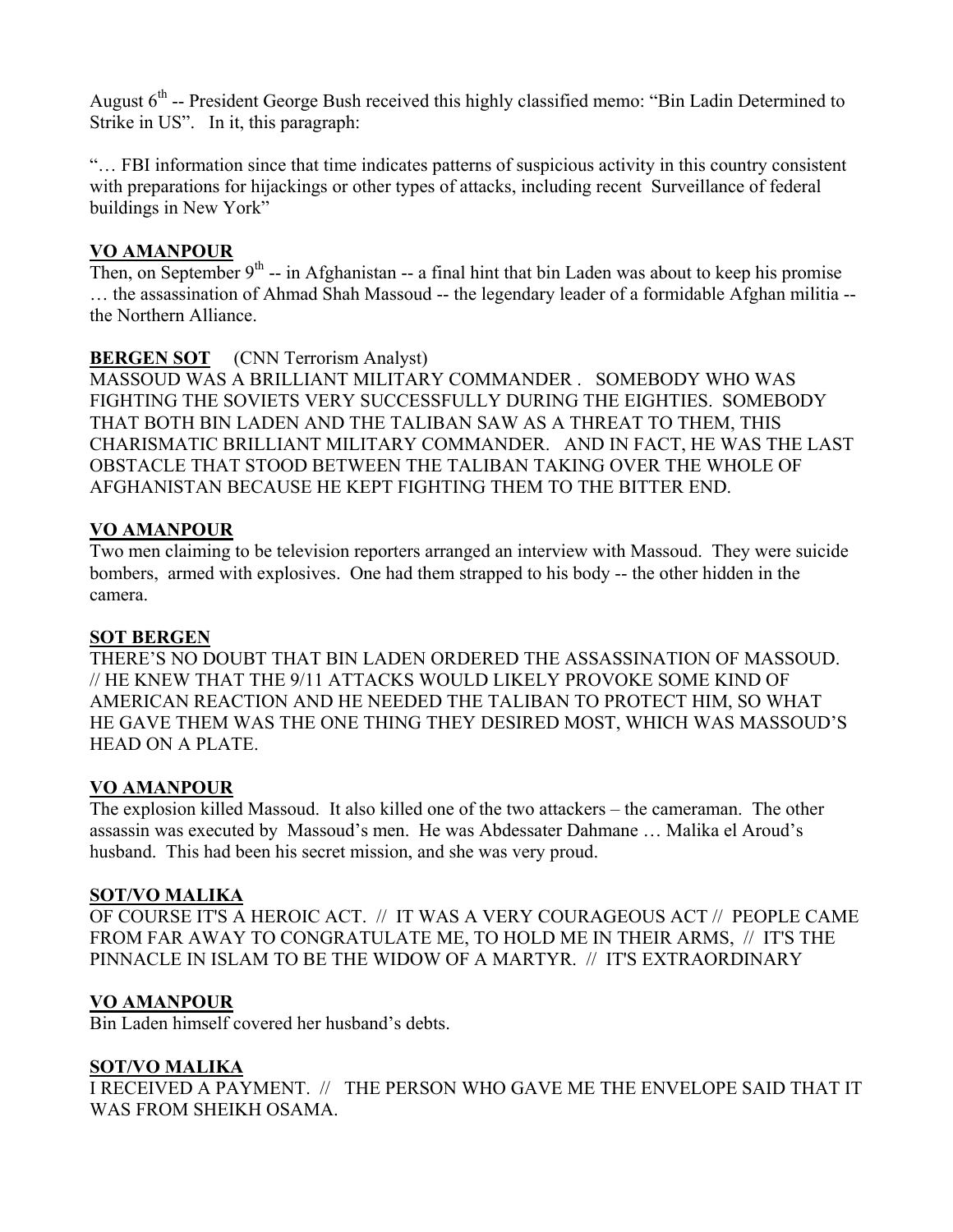August $6^{th}$ -- President George Bush received this highly classified memo: "Bin Ladin Determined to Strike in US". In it, this paragraph:

"… FBI information since that time indicates patterns of suspicious activity in this country consistent with preparations for hijackings or other types of attacks, including recent Surveillance of federal buildings in New York"

**VO AMANPOUR**

Then, on September $9^{th}$ -- in Afghanistan -- a final hint that bin Laden was about to keep his promise … the assassination of Ahmad Shah Massoud -- the legendary leader of a formidable Afghan militia -- the Northern Alliance.

**BERGEN SOT** (CNN Terrorism Analyst)

MASSOUD WAS A BRILLIANT MILITARY COMMANDER . SOMEBODY WHO WAS FIGHTING THE SOVIETS VERY SUCCESSFULLY DURING THE EIGHTIES. SOMEBODY THAT BOTH BIN LADEN AND THE TALIBAN SAW AS A THREAT TO THEM, THIS CHARISMATIC BRILLIANT MILITARY COMMANDER. AND IN FACT, HE WAS THE LAST OBSTACLE THAT STOOD BETWEEN THE TALIBAN TAKING OVER THE WHOLE OF AFGHANISTAN BECAUSE HE KEPT FIGHTING THEM TO THE BITTER END.

**VO AMANPOUR**

Two men claiming to be television reporters arranged an interview with Massoud. They were suicide bombers, armed with explosives. One had them strapped to his body -- the other hidden in the camera.

**SOT BERGEN**

THERE'S NO DOUBT THAT BIN LADEN ORDERED THE ASSASSINATION OF MASSOUD. // HE KNEW THAT THE 9/11 ATTACKS WOULD LIKELY PROVOKE SOME KIND OF AMERICAN REACTION AND HE NEEDED THE TALIBAN TO PROTECT HIM, SO WHAT HE GAVE THEM WAS THE ONE THING THEY DESIRED MOST, WHICH WAS MASSOUD'S HEAD ON A PLATE.

**VO AMANPOUR**

The explosion killed Massoud. It also killed one of the two attackers – the cameraman. The other assassin was executed by Massoud's men. He was Abdessater Dahmane … Malika el Aroud's husband. This had been his secret mission, and she was very proud.

**SOT/VO MALIKA**

OF COURSE IT'S A HEROIC ACT. // IT WAS A VERY COURAGEOUS ACT // PEOPLE CAME FROM FAR AWAY TO CONGRATULATE ME, TO HOLD ME IN THEIR ARMS, // IT'S THE PINNACLE IN ISLAM TO BE THE WIDOW OF A MARTYR. // IT'S EXTRAORDINARY

**VO AMANPOUR**

Bin Laden himself covered her husband's debts.

**SOT/VO MALIKA**

I RECEIVED A PAYMENT. // THE PERSON WHO GAVE ME THE ENVELOPE SAID THAT IT WAS FROM SHEIKH OSAMA.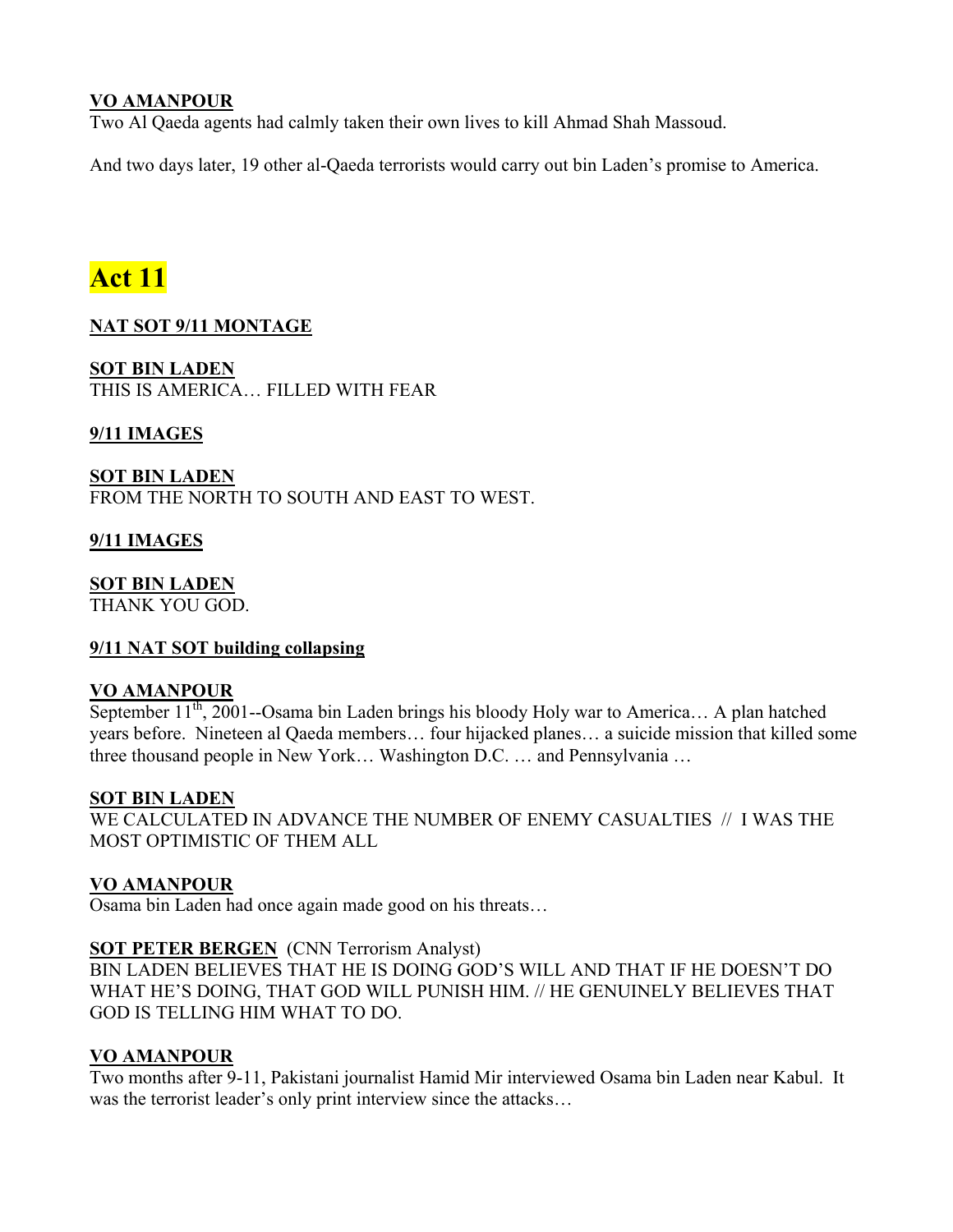**VO AMANPOUR**
Two Al Qaeda agents had calmly taken their own lives to kill Ahmad Shah Massoud.

And two days later, 19 other al-Qaeda terrorists would carry out bin Laden's promise to America.

# Act 11

**NAT SOT 9/11 MONTAGE**

**SOT BIN LADEN**
THIS IS AMERICA… FILLED WITH FEAR

**9/11 IMAGES**

**SOT BIN LADEN**
FROM THE NORTH TO SOUTH AND EAST TO WEST.

**9/11 IMAGES**

**SOT BIN LADEN**
THANK YOU GOD.

**9/11 NAT SOT building collapsing**

**VO AMANPOUR**
September 11th, 2001--Osama bin Laden brings his bloody Holy war to America… A plan hatched years before. Nineteen al Qaeda members… four hijacked planes… a suicide mission that killed some three thousand people in New York… Washington D.C. … and Pennsylvania …

**SOT BIN LADEN**
WE CALCULATED IN ADVANCE THE NUMBER OF ENEMY CASUALTIES // I WAS THE MOST OPTIMISTIC OF THEM ALL

**VO AMANPOUR**
Osama bin Laden had once again made good on his threats…

**SOT PETER BERGEN** (CNN Terrorism Analyst)
BIN LADEN BELIEVES THAT HE IS DOING GOD'S WILL AND THAT IF HE DOESN'T DO WHAT HE'S DOING, THAT GOD WILL PUNISH HIM. // HE GENUINELY BELIEVES THAT GOD IS TELLING HIM WHAT TO DO.

**VO AMANPOUR**
Two months after 9-11, Pakistani journalist Hamid Mir interviewed Osama bin Laden near Kabul. It was the terrorist leader's only print interview since the attacks…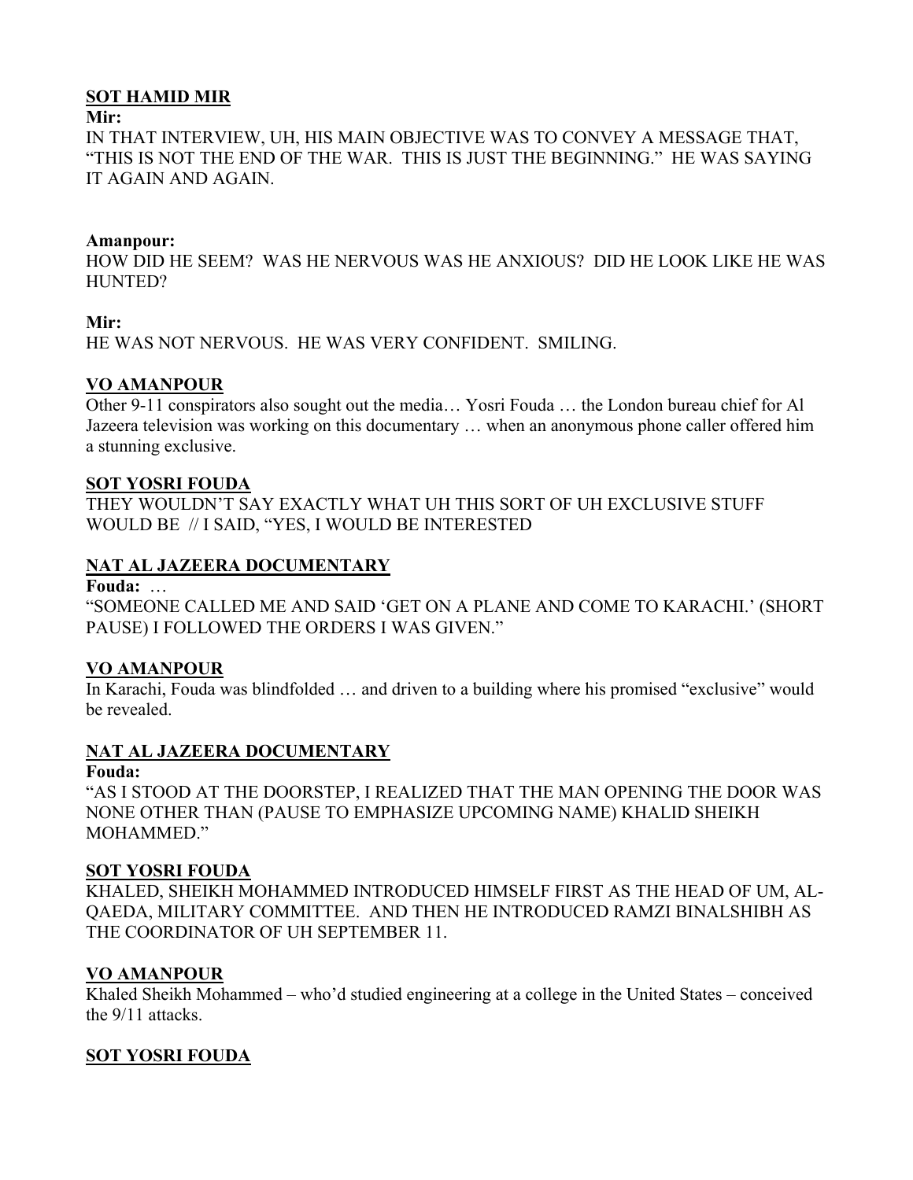**<u>SOT HAMID MIR</u>**

**Mir:**

IN THAT INTERVIEW, UH, HIS MAIN OBJECTIVE WAS TO CONVEY A MESSAGE THAT, "THIS IS NOT THE END OF THE WAR. THIS IS JUST THE BEGINNING." HE WAS SAYING IT AGAIN AND AGAIN.

**Amanpour:**

HOW DID HE SEEM? WAS HE NERVOUS WAS HE ANXIOUS? DID HE LOOK LIKE HE WAS HUNTED?

**Mir:**

HE WAS NOT NERVOUS. HE WAS VERY CONFIDENT. SMILING.

**<u>VO AMANPOUR</u>**

Other 9-11 conspirators also sought out the media… Yosri Fouda … the London bureau chief for Al Jazeera television was working on this documentary … when an anonymous phone caller offered him a stunning exclusive.

**<u>SOT YOSRI FOUDA</u>**

THEY WOULDN'T SAY EXACTLY WHAT UH THIS SORT OF UH EXCLUSIVE STUFF WOULD BE // I SAID, "YES, I WOULD BE INTERESTED

**<u>NAT AL JAZEERA DOCUMENTARY</u>**

**Fouda:** …

"SOMEONE CALLED ME AND SAID 'GET ON A PLANE AND COME TO KARACHI.' (SHORT PAUSE) I FOLLOWED THE ORDERS I WAS GIVEN."

**<u>VO AMANPOUR</u>**

In Karachi, Fouda was blindfolded … and driven to a building where his promised "exclusive" would be revealed.

**<u>NAT AL JAZEERA DOCUMENTARY</u>**

**Fouda:**

"AS I STOOD AT THE DOORSTEP, I REALIZED THAT THE MAN OPENING THE DOOR WAS NONE OTHER THAN (PAUSE TO EMPHASIZE UPCOMING NAME) KHALID SHEIKH MOHAMMED."

**<u>SOT YOSRI FOUDA</u>**

KHALED, SHEIKH MOHAMMED INTRODUCED HIMSELF FIRST AS THE HEAD OF UM, AL-QAEDA, MILITARY COMMITTEE. AND THEN HE INTRODUCED RAMZI BINALSHIBH AS THE COORDINATOR OF UH SEPTEMBER 11.

**<u>VO AMANPOUR</u>**

Khaled Sheikh Mohammed – who'd studied engineering at a college in the United States – conceived the 9/11 attacks.

**<u>SOT YOSRI FOUDA</u>**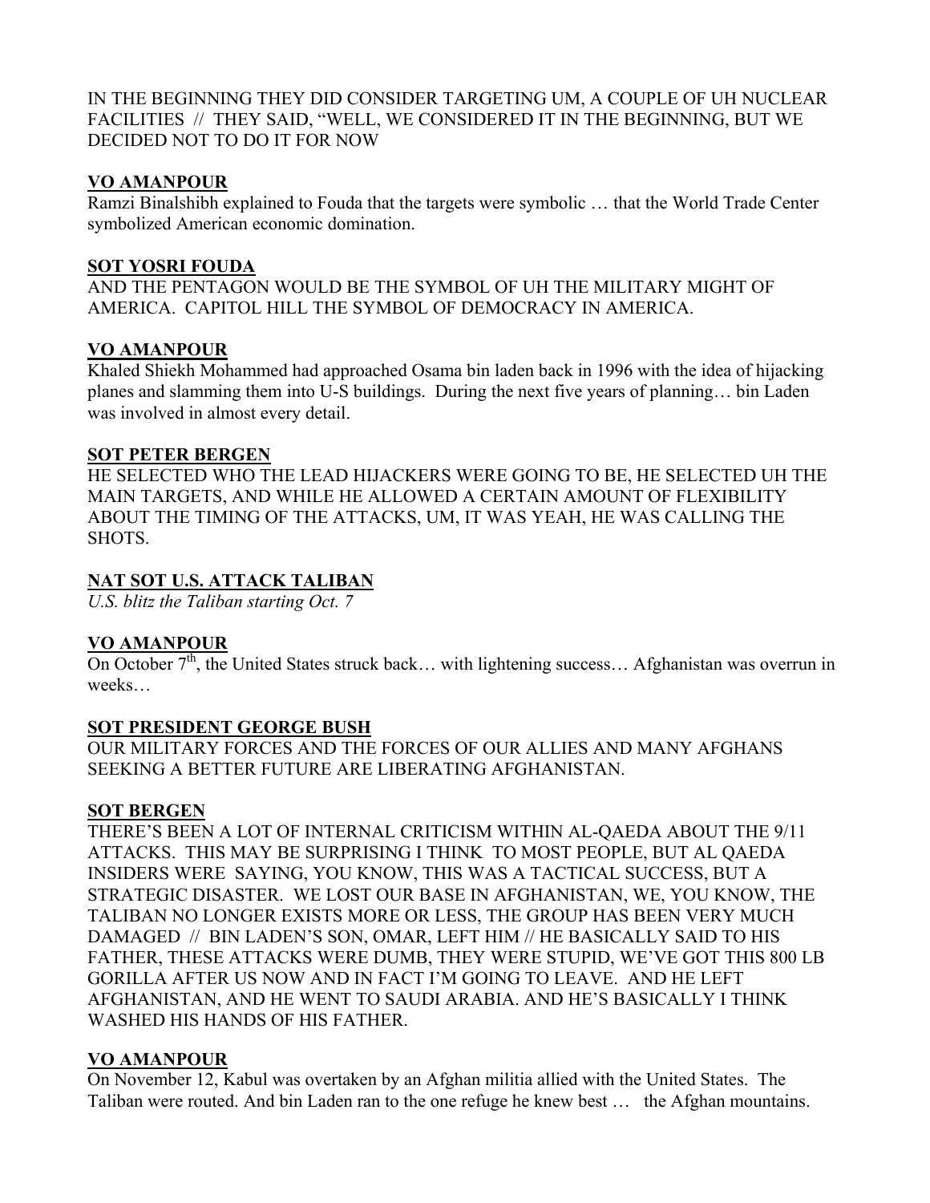IN THE BEGINNING THEY DID CONSIDER TARGETING UM, A COUPLE OF UH NUCLEAR FACILITIES // THEY SAID, "WELL, WE CONSIDERED IT IN THE BEGINNING, BUT WE DECIDED NOT TO DO IT FOR NOW

**VO AMANPOUR**

Ramzi Binalshibh explained to Fouda that the targets were symbolic … that the World Trade Center symbolized American economic domination.

**SOT YOSRI FOUDA**

AND THE PENTAGON WOULD BE THE SYMBOL OF UH THE MILITARY MIGHT OF AMERICA. CAPITOL HILL THE SYMBOL OF DEMOCRACY IN AMERICA.

**VO AMANPOUR**

Khaled Shiekh Mohammed had approached Osama bin laden back in 1996 with the idea of hijacking planes and slamming them into U-S buildings. During the next five years of planning… bin Laden was involved in almost every detail.

**SOT PETER BERGEN**

HE SELECTED WHO THE LEAD HIJACKERS WERE GOING TO BE, HE SELECTED UH THE MAIN TARGETS, AND WHILE HE ALLOWED A CERTAIN AMOUNT OF FLEXIBILITY ABOUT THE TIMING OF THE ATTACKS, UM, IT WAS YEAH, HE WAS CALLING THE SHOTS.

**NAT SOT U.S. ATTACK TALIBAN**

*U.S. blitz the Taliban starting Oct. 7*

**VO AMANPOUR**

On October 7th, the United States struck back… with lightening success… Afghanistan was overrun in weeks…

**SOT PRESIDENT GEORGE BUSH**

OUR MILITARY FORCES AND THE FORCES OF OUR ALLIES AND MANY AFGHANS SEEKING A BETTER FUTURE ARE LIBERATING AFGHANISTAN.

**SOT BERGEN**

THERE'S BEEN A LOT OF INTERNAL CRITICISM WITHIN AL-QAEDA ABOUT THE 9/11 ATTACKS. THIS MAY BE SURPRISING I THINK TO MOST PEOPLE, BUT AL QAEDA INSIDERS WERE SAYING, YOU KNOW, THIS WAS A TACTICAL SUCCESS, BUT A STRATEGIC DISASTER. WE LOST OUR BASE IN AFGHANISTAN, WE, YOU KNOW, THE TALIBAN NO LONGER EXISTS MORE OR LESS, THE GROUP HAS BEEN VERY MUCH DAMAGED // BIN LADEN'S SON, OMAR, LEFT HIM // HE BASICALLY SAID TO HIS FATHER, THESE ATTACKS WERE DUMB, THEY WERE STUPID, WE'VE GOT THIS 800 LB GORILLA AFTER US NOW AND IN FACT I'M GOING TO LEAVE. AND HE LEFT AFGHANISTAN, AND HE WENT TO SAUDI ARABIA. AND HE'S BASICALLY I THINK WASHED HIS HANDS OF HIS FATHER.

**VO AMANPOUR**

On November 12, Kabul was overtaken by an Afghan militia allied with the United States. The Taliban were routed. And bin Laden ran to the one refuge he knew best … the Afghan mountains.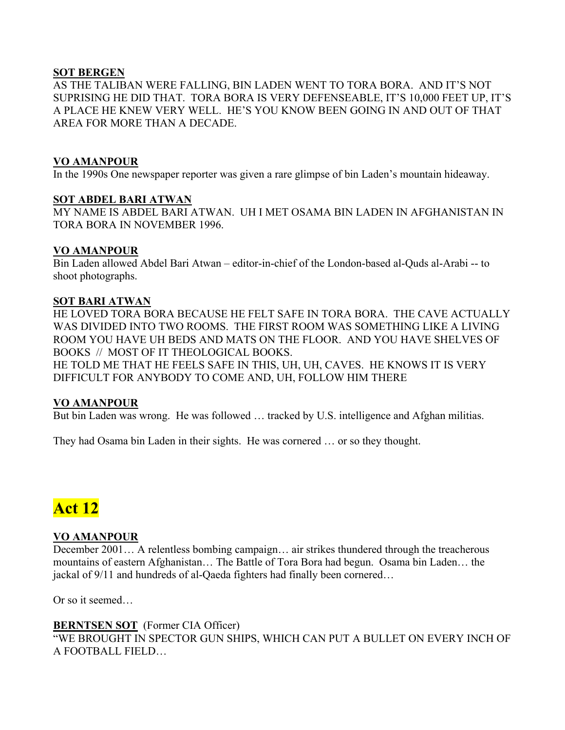**SOT BERGEN**

AS THE TALIBAN WERE FALLING, BIN LADEN WENT TO TORA BORA. AND IT'S NOT SUPRISING HE DID THAT. TORA BORA IS VERY DEFENSEABLE, IT'S 10,000 FEET UP, IT'S A PLACE HE KNEW VERY WELL. HE'S YOU KNOW BEEN GOING IN AND OUT OF THAT AREA FOR MORE THAN A DECADE.

**VO AMANPOUR**

In the 1990s One newspaper reporter was given a rare glimpse of bin Laden's mountain hideaway.

**SOT ABDEL BARI ATWAN**

MY NAME IS ABDEL BARI ATWAN. UH I MET OSAMA BIN LADEN IN AFGHANISTAN IN TORA BORA IN NOVEMBER 1996.

**VO AMANPOUR**

Bin Laden allowed Abdel Bari Atwan – editor-in-chief of the London-based al-Quds al-Arabi -- to shoot photographs.

**SOT BARI ATWAN**

HE LOVED TORA BORA BECAUSE HE FELT SAFE IN TORA BORA. THE CAVE ACTUALLY WAS DIVIDED INTO TWO ROOMS. THE FIRST ROOM WAS SOMETHING LIKE A LIVING ROOM YOU HAVE UH BEDS AND MATS ON THE FLOOR. AND YOU HAVE SHELVES OF BOOKS // MOST OF IT THEOLOGICAL BOOKS.
HE TOLD ME THAT HE FEELS SAFE IN THIS, UH, UH, CAVES. HE KNOWS IT IS VERY DIFFICULT FOR ANYBODY TO COME AND, UH, FOLLOW HIM THERE

**VO AMANPOUR**

But bin Laden was wrong. He was followed … tracked by U.S. intelligence and Afghan militias.

They had Osama bin Laden in their sights. He was cornered … or so they thought.

# Act 12

**VO AMANPOUR**

December 2001… A relentless bombing campaign… air strikes thundered through the treacherous mountains of eastern Afghanistan… The Battle of Tora Bora had begun. Osama bin Laden… the jackal of 9/11 and hundreds of al-Qaeda fighters had finally been cornered…

Or so it seemed…

**BERNTSEN SOT** (Former CIA Officer)

"WE BROUGHT IN SPECTOR GUN SHIPS, WHICH CAN PUT A BULLET ON EVERY INCH OF A FOOTBALL FIELD…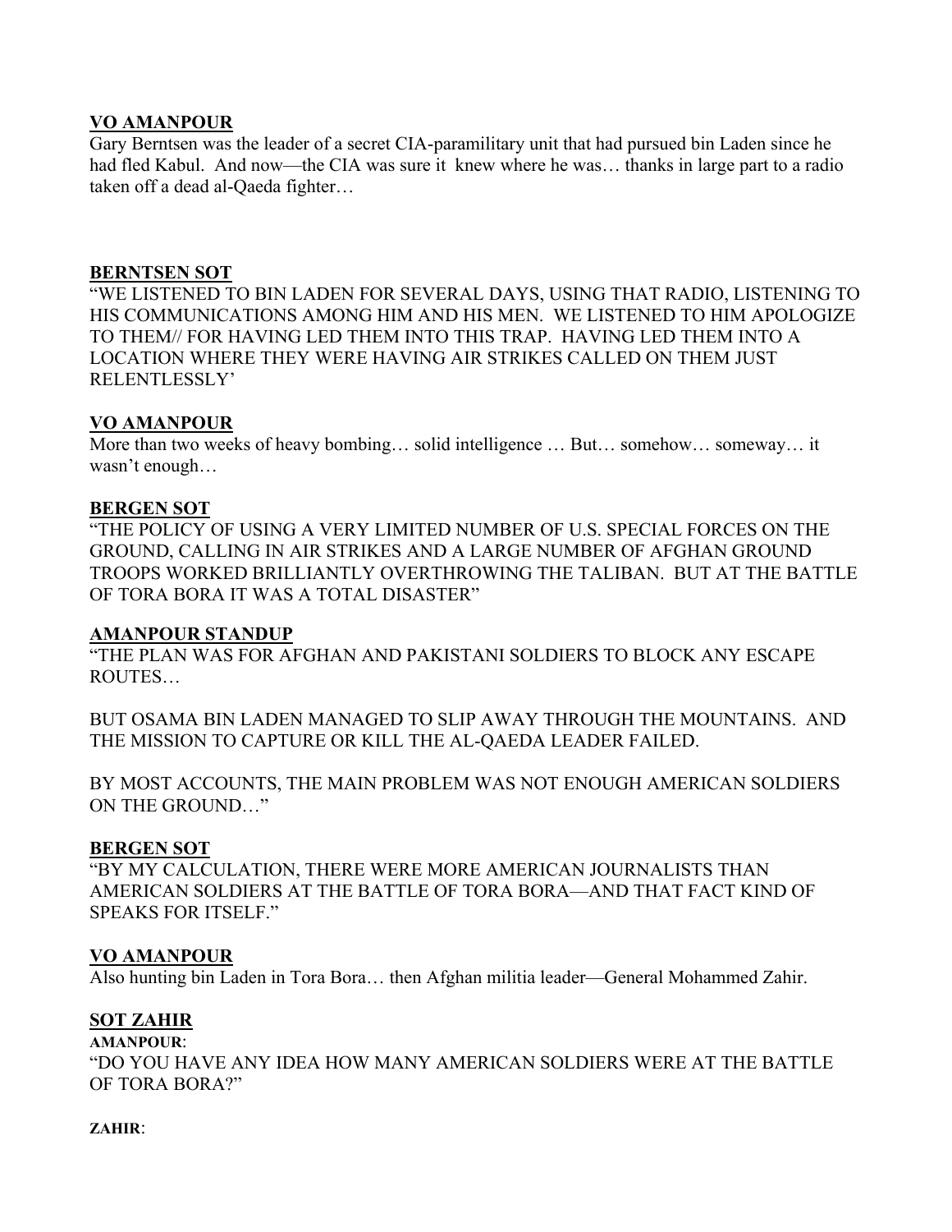**VO AMANPOUR**

Gary Berntsen was the leader of a secret CIA-paramilitary unit that had pursued bin Laden since he had fled Kabul. And now—the CIA was sure it knew where he was… thanks in large part to a radio taken off a dead al-Qaeda fighter…

**BERNTSEN SOT**

"WE LISTENED TO BIN LADEN FOR SEVERAL DAYS, USING THAT RADIO, LISTENING TO HIS COMMUNICATIONS AMONG HIM AND HIS MEN. WE LISTENED TO HIM APOLOGIZE TO THEM// FOR HAVING LED THEM INTO THIS TRAP. HAVING LED THEM INTO A LOCATION WHERE THEY WERE HAVING AIR STRIKES CALLED ON THEM JUST RELENTLESSLY'

**VO AMANPOUR**

More than two weeks of heavy bombing… solid intelligence … But… somehow… someway… it wasn't enough…

**BERGEN SOT**

"THE POLICY OF USING A VERY LIMITED NUMBER OF U.S. SPECIAL FORCES ON THE GROUND, CALLING IN AIR STRIKES AND A LARGE NUMBER OF AFGHAN GROUND TROOPS WORKED BRILLIANTLY OVERTHROWING THE TALIBAN. BUT AT THE BATTLE OF TORA BORA IT WAS A TOTAL DISASTER"

**AMANPOUR STANDUP**

"THE PLAN WAS FOR AFGHAN AND PAKISTANI SOLDIERS TO BLOCK ANY ESCAPE ROUTES…

BUT OSAMA BIN LADEN MANAGED TO SLIP AWAY THROUGH THE MOUNTAINS. AND THE MISSION TO CAPTURE OR KILL THE AL-QAEDA LEADER FAILED.

BY MOST ACCOUNTS, THE MAIN PROBLEM WAS NOT ENOUGH AMERICAN SOLDIERS ON THE GROUND…"

**BERGEN SOT**

"BY MY CALCULATION, THERE WERE MORE AMERICAN JOURNALISTS THAN AMERICAN SOLDIERS AT THE BATTLE OF TORA BORA—AND THAT FACT KIND OF SPEAKS FOR ITSELF."

**VO AMANPOUR**

Also hunting bin Laden in Tora Bora… then Afghan militia leader—General Mohammed Zahir.

**SOT ZAHIR**

**AMANPOUR**:
"DO YOU HAVE ANY IDEA HOW MANY AMERICAN SOLDIERS WERE AT THE BATTLE OF TORA BORA?"

**ZAHIR**: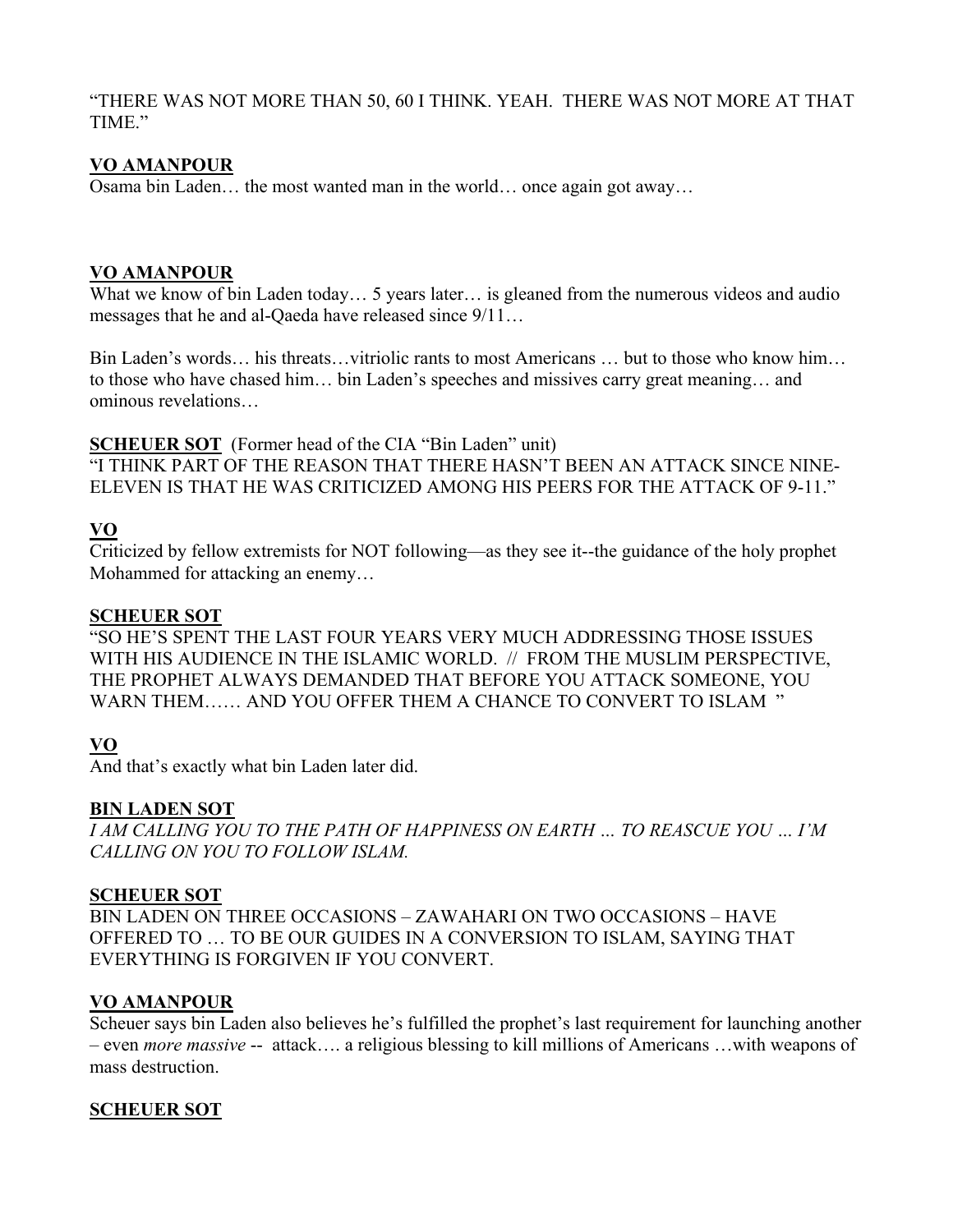"THERE WAS NOT MORE THAN 50, 60 I THINK. YEAH.  THERE WAS NOT MORE AT THAT TIME."

**VO AMANPOUR**

Osama bin Laden… the most wanted man in the world… once again got away…

**VO AMANPOUR**

What we know of bin Laden today… 5 years later… is gleaned from the numerous videos and audio messages that he and al-Qaeda have released since 9/11…

Bin Laden's words… his threats…vitriolic rants to most Americans … but to those who know him… to those who have chased him… bin Laden's speeches and missives carry great meaning… and ominous revelations…

**SCHEUER SOT** (Former head of the CIA "Bin Laden" unit)

"I THINK PART OF THE REASON THAT THERE HASN'T BEEN AN ATTACK SINCE NINE-ELEVEN IS THAT HE WAS CRITICIZED AMONG HIS PEERS FOR THE ATTACK OF 9-11."

**VO**

Criticized by fellow extremists for NOT following—as they see it--the guidance of the holy prophet Mohammed for attacking an enemy…

**SCHEUER SOT**

"SO HE'S SPENT THE LAST FOUR YEARS VERY MUCH ADDRESSING THOSE ISSUES WITH HIS AUDIENCE IN THE ISLAMIC WORLD.  //  FROM THE MUSLIM PERSPECTIVE, THE PROPHET ALWAYS DEMANDED THAT BEFORE YOU ATTACK SOMEONE, YOU WARN THEM…… AND YOU OFFER THEM A CHANCE TO CONVERT TO ISLAM  "

**VO**

And that's exactly what bin Laden later did.

**BIN LADEN SOT**

*I AM CALLING YOU TO THE PATH OF HAPPINESS ON EARTH … TO REASCUE YOU … I'M CALLING ON YOU TO FOLLOW ISLAM.*

**SCHEUER SOT**

BIN LADEN ON THREE OCCASIONS – ZAWAHARI ON TWO OCCASIONS – HAVE OFFERED TO … TO BE OUR GUIDES IN A CONVERSION TO ISLAM, SAYING THAT EVERYTHING IS FORGIVEN IF YOU CONVERT.

**VO AMANPOUR**

Scheuer says bin Laden also believes he's fulfilled the prophet's last requirement for launching another – even *more massive* --  attack…. a religious blessing to kill millions of Americans …with weapons of mass destruction.

**SCHEUER SOT**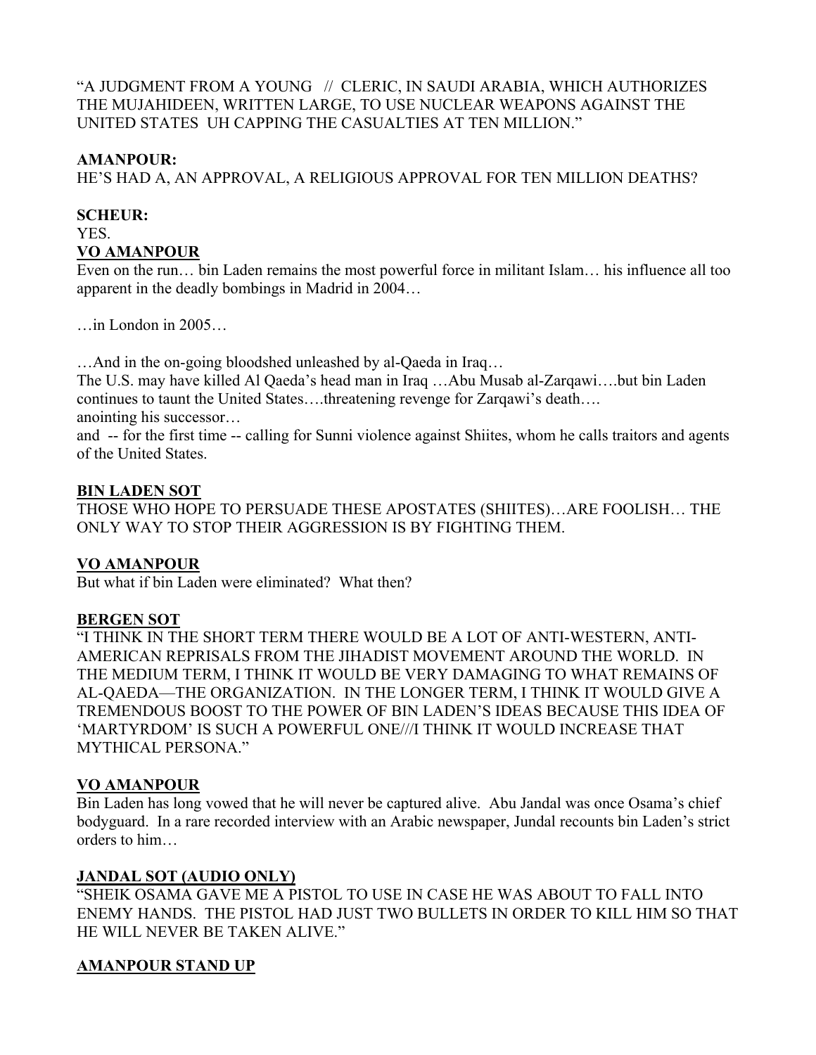"A JUDGMENT FROM A YOUNG // CLERIC, IN SAUDI ARABIA, WHICH AUTHORIZES THE MUJAHIDEEN, WRITTEN LARGE, TO USE NUCLEAR WEAPONS AGAINST THE UNITED STATES UH CAPPING THE CASUALTIES AT TEN MILLION."

**AMANPOUR:**
HE'S HAD A, AN APPROVAL, A RELIGIOUS APPROVAL FOR TEN MILLION DEATHS?

**SCHEUR:**
YES.

**VO AMANPOUR**

Even on the run… bin Laden remains the most powerful force in militant Islam… his influence all too apparent in the deadly bombings in Madrid in 2004…

…in London in 2005…

…And in the on-going bloodshed unleashed by al-Qaeda in Iraq…
The U.S. may have killed Al Qaeda's head man in Iraq …Abu Musab al-Zarqawi….but bin Laden continues to taunt the United States….threatening revenge for Zarqawi's death….
anointing his successor…
and -- for the first time -- calling for Sunni violence against Shiites, whom he calls traitors and agents of the United States.

**BIN LADEN SOT**

THOSE WHO HOPE TO PERSUADE THESE APOSTATES (SHIITES)…ARE FOOLISH… THE ONLY WAY TO STOP THEIR AGGRESSION IS BY FIGHTING THEM.

**VO AMANPOUR**

But what if bin Laden were eliminated? What then?

**BERGEN SOT**

"I THINK IN THE SHORT TERM THERE WOULD BE A LOT OF ANTI-WESTERN, ANTI-AMERICAN REPRISALS FROM THE JIHADIST MOVEMENT AROUND THE WORLD. IN THE MEDIUM TERM, I THINK IT WOULD BE VERY DAMAGING TO WHAT REMAINS OF AL-QAEDA—THE ORGANIZATION. IN THE LONGER TERM, I THINK IT WOULD GIVE A TREMENDOUS BOOST TO THE POWER OF BIN LADEN'S IDEAS BECAUSE THIS IDEA OF 'MARTYRDOM' IS SUCH A POWERFUL ONE///I THINK IT WOULD INCREASE THAT MYTHICAL PERSONA."

**VO AMANPOUR**

Bin Laden has long vowed that he will never be captured alive. Abu Jandal was once Osama's chief bodyguard. In a rare recorded interview with an Arabic newspaper, Jundal recounts bin Laden's strict orders to him…

**JANDAL SOT (AUDIO ONLY)**

"SHEIK OSAMA GAVE ME A PISTOL TO USE IN CASE HE WAS ABOUT TO FALL INTO ENEMY HANDS. THE PISTOL HAD JUST TWO BULLETS IN ORDER TO KILL HIM SO THAT HE WILL NEVER BE TAKEN ALIVE."

**AMANPOUR STAND UP**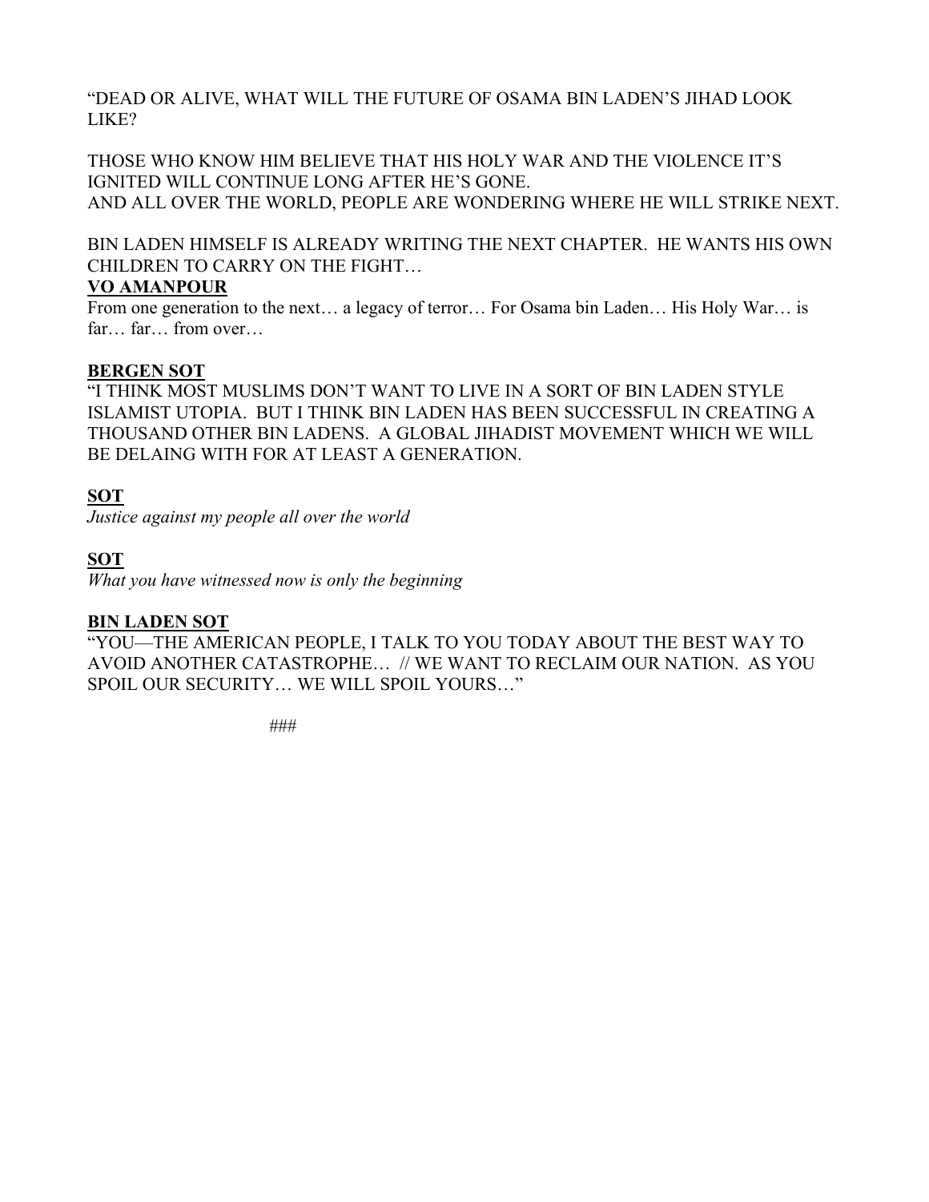"DEAD OR ALIVE, WHAT WILL THE FUTURE OF OSAMA BIN LADEN'S JIHAD LOOK LIKE?

THOSE WHO KNOW HIM BELIEVE THAT HIS HOLY WAR AND THE VIOLENCE IT'S IGNITED WILL CONTINUE LONG AFTER HE'S GONE.
AND ALL OVER THE WORLD, PEOPLE ARE WONDERING WHERE HE WILL STRIKE NEXT.

BIN LADEN HIMSELF IS ALREADY WRITING THE NEXT CHAPTER. HE WANTS HIS OWN CHILDREN TO CARRY ON THE FIGHT…

**VO AMANPOUR**

From one generation to the next… a legacy of terror… For Osama bin Laden… His Holy War… is far… far… from over…

**BERGEN SOT**

"I THINK MOST MUSLIMS DON'T WANT TO LIVE IN A SORT OF BIN LADEN STYLE ISLAMIST UTOPIA. BUT I THINK BIN LADEN HAS BEEN SUCCESSFUL IN CREATING A THOUSAND OTHER BIN LADENS. A GLOBAL JIHADIST MOVEMENT WHICH WE WILL BE DELAING WITH FOR AT LEAST A GENERATION.

**SOT**

*Justice against my people all over the world*

**SOT**

*What you have witnessed now is only the beginning*

**BIN LADEN SOT**

"YOU—THE AMERICAN PEOPLE, I TALK TO YOU TODAY ABOUT THE BEST WAY TO AVOID ANOTHER CATASTROPHE… // WE WANT TO RECLAIM OUR NATION. AS YOU SPOIL OUR SECURITY… WE WILL SPOIL YOURS…"

###